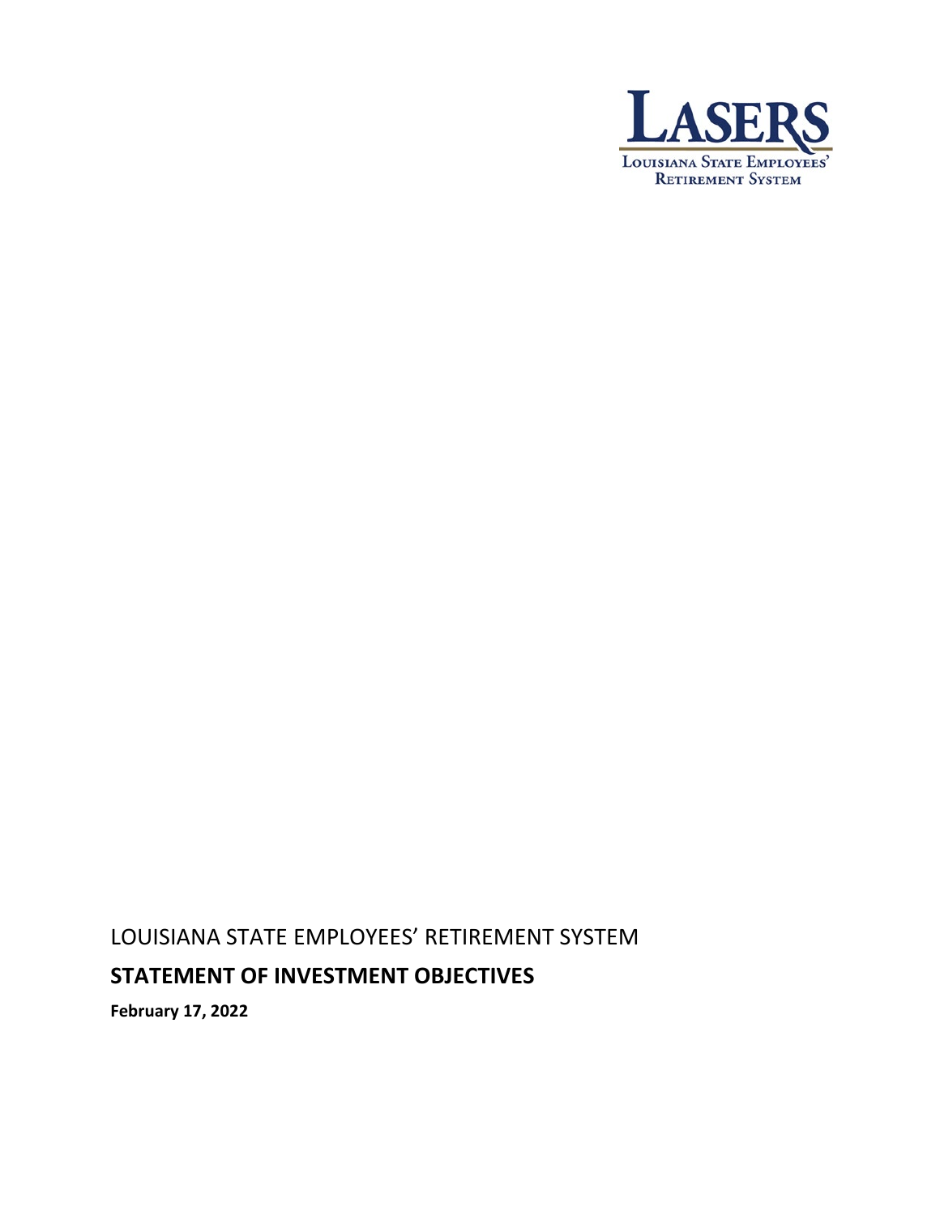LASERS

LOUISIANA STATE EMPLOYEES' RETIREMENT SYSTEM

LOUISIANA STATE EMPLOYEES' RETIREMENT SYSTEM

# STATEMENT OF INVESTMENT OBJECTIVES

**February 17, 2022**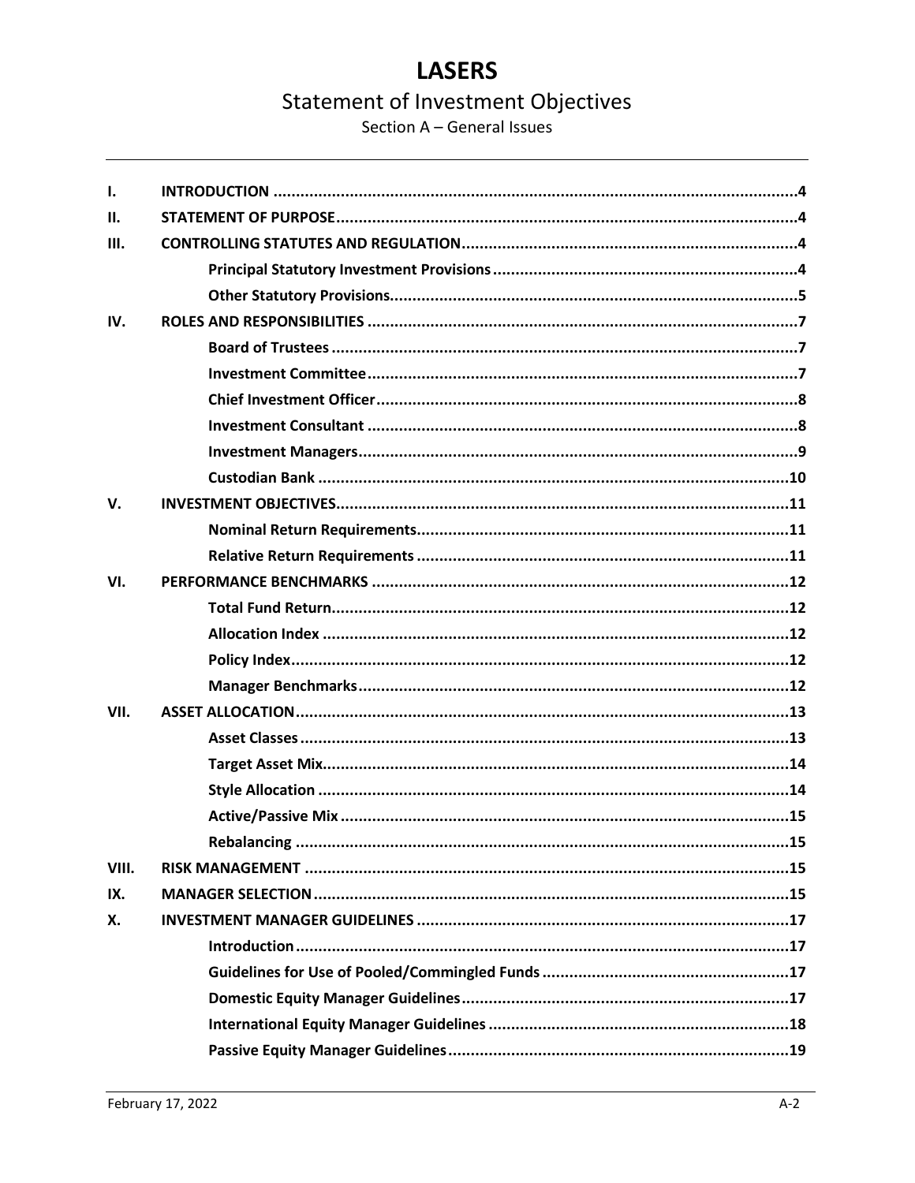# LASERS

## Statement of Investment Objectives

### Section A – General Issues

| | | |
|---|---|---|
| I. | **INTRODUCTION** | 4 |
| II. | **STATEMENT OF PURPOSE** | 4 |
| III. | **CONTROLLING STATUTES AND REGULATION** | 4 |
| | **Principal Statutory Investment Provisions** | 4 |
| | **Other Statutory Provisions** | 5 |
| IV. | **ROLES AND RESPONSIBILITIES** | 7 |
| | **Board of Trustees** | 7 |
| | **Investment Committee** | 7 |
| | **Chief Investment Officer** | 8 |
| | **Investment Consultant** | 8 |
| | **Investment Managers** | 9 |
| | **Custodian Bank** | 10 |
| V. | **INVESTMENT OBJECTIVES** | 11 |
| | **Nominal Return Requirements** | 11 |
| | **Relative Return Requirements** | 11 |
| VI. | **PERFORMANCE BENCHMARKS** | 12 |
| | **Total Fund Return** | 12 |
| | **Allocation Index** | 12 |
| | **Policy Index** | 12 |
| | **Manager Benchmarks** | 12 |
| VII. | **ASSET ALLOCATION** | 13 |
| | **Asset Classes** | 13 |
| | **Target Asset Mix** | 14 |
| | **Style Allocation** | 14 |
| | **Active/Passive Mix** | 15 |
| | **Rebalancing** | 15 |
| VIII. | **RISK MANAGEMENT** | 15 |
| IX. | **MANAGER SELECTION** | 15 |
| X. | **INVESTMENT MANAGER GUIDELINES** | 17 |
| | **Introduction** | 17 |
| | **Guidelines for Use of Pooled/Commingled Funds** | 17 |
| | **Domestic Equity Manager Guidelines** | 17 |
| | **International Equity Manager Guidelines** | 18 |
| | **Passive Equity Manager Guidelines** | 19 |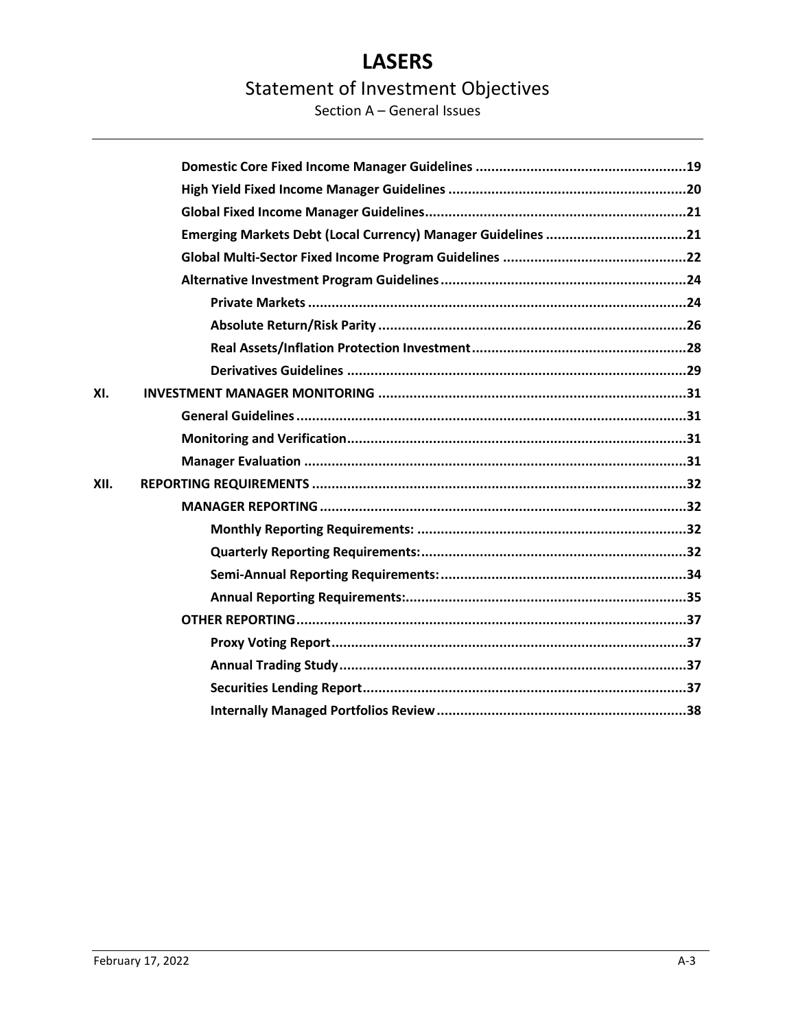- **Domestic Core Fixed Income Manager Guidelines** ..... 19
- **High Yield Fixed Income Manager Guidelines** ..... 20
- **Global Fixed Income Manager Guidelines** ..... 21
- **Emerging Markets Debt (Local Currency) Manager Guidelines** ..... 21
- **Global Multi-Sector Fixed Income Program Guidelines** ..... 22
- **Alternative Investment Program Guidelines** ..... 24
  - **Private Markets** ..... 24
  - **Absolute Return/Risk Parity** ..... 26
  - **Real Assets/Inflation Protection Investment** ..... 28
  - **Derivatives Guidelines** ..... 29

**XI. INVESTMENT MANAGER MONITORING** ..... 31

- **General Guidelines** ..... 31
- **Monitoring and Verification** ..... 31
- **Manager Evaluation** ..... 31

**XII. REPORTING REQUIREMENTS** ..... 32

- **MANAGER REPORTING** ..... 32
  - **Monthly Reporting Requirements:** ..... 32
  - **Quarterly Reporting Requirements:** ..... 32
  - **Semi-Annual Reporting Requirements:** ..... 34
  - **Annual Reporting Requirements:** ..... 35
- **OTHER REPORTING** ..... 37
  - **Proxy Voting Report** ..... 37
  - **Annual Trading Study** ..... 37
  - **Securities Lending Report** ..... 37
  - **Internally Managed Portfolios Review** ..... 38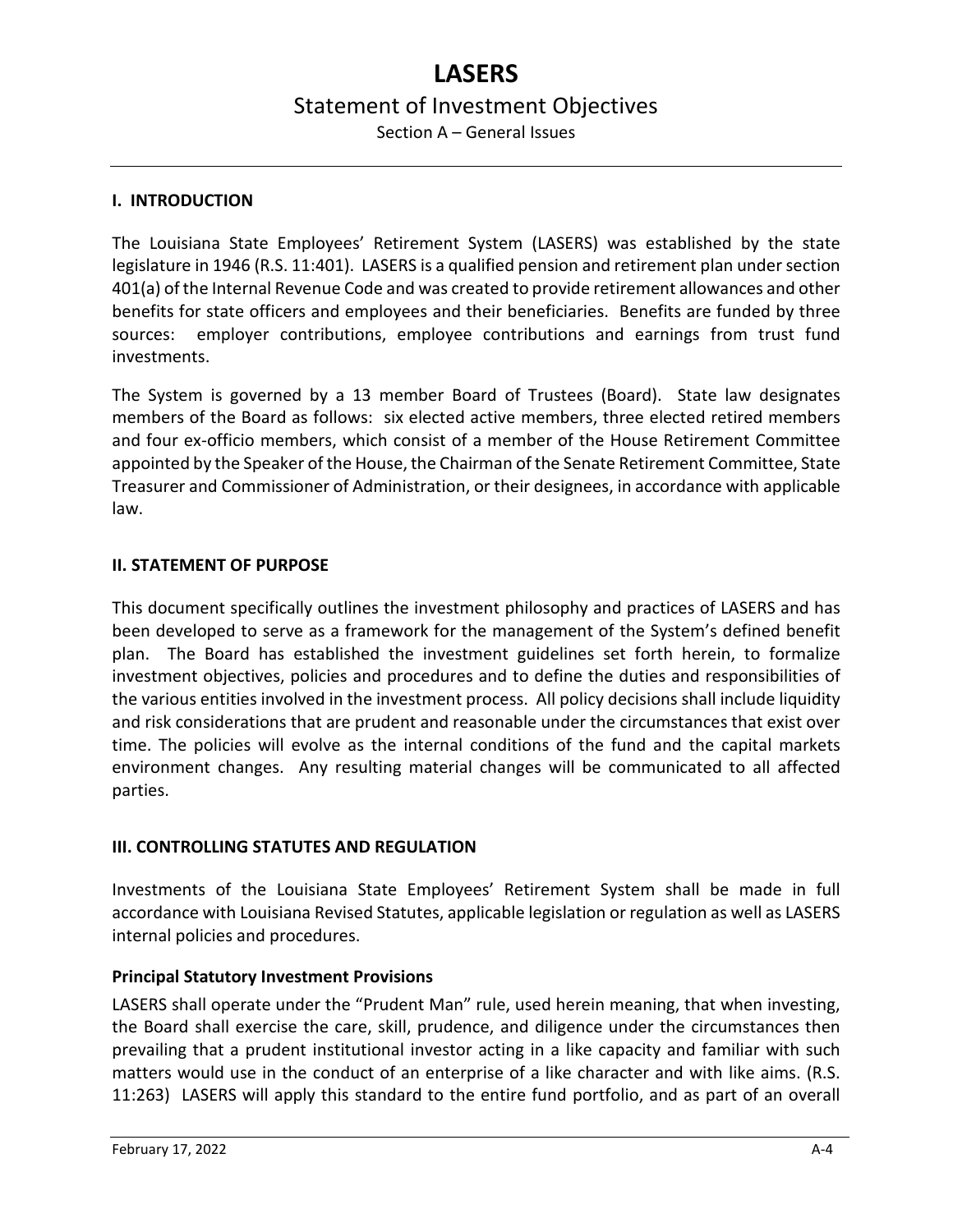# LASERS

## Statement of Investment Objectives

Section A – General Issues

### I. INTRODUCTION

The Louisiana State Employees' Retirement System (LASERS) was established by the state legislature in 1946 (R.S. 11:401). LASERS is a qualified pension and retirement plan under section 401(a) of the Internal Revenue Code and was created to provide retirement allowances and other benefits for state officers and employees and their beneficiaries. Benefits are funded by three sources: employer contributions, employee contributions and earnings from trust fund investments.

The System is governed by a 13 member Board of Trustees (Board). State law designates members of the Board as follows: six elected active members, three elected retired members and four ex-officio members, which consist of a member of the House Retirement Committee appointed by the Speaker of the House, the Chairman of the Senate Retirement Committee, State Treasurer and Commissioner of Administration, or their designees, in accordance with applicable law.

### II. STATEMENT OF PURPOSE

This document specifically outlines the investment philosophy and practices of LASERS and has been developed to serve as a framework for the management of the System's defined benefit plan. The Board has established the investment guidelines set forth herein, to formalize investment objectives, policies and procedures and to define the duties and responsibilities of the various entities involved in the investment process. All policy decisions shall include liquidity and risk considerations that are prudent and reasonable under the circumstances that exist over time. The policies will evolve as the internal conditions of the fund and the capital markets environment changes. Any resulting material changes will be communicated to all affected parties.

### III. CONTROLLING STATUTES AND REGULATION

Investments of the Louisiana State Employees' Retirement System shall be made in full accordance with Louisiana Revised Statutes, applicable legislation or regulation as well as LASERS internal policies and procedures.

**Principal Statutory Investment Provisions**

LASERS shall operate under the "Prudent Man" rule, used herein meaning, that when investing, the Board shall exercise the care, skill, prudence, and diligence under the circumstances then prevailing that a prudent institutional investor acting in a like capacity and familiar with such matters would use in the conduct of an enterprise of a like character and with like aims. (R.S. 11:263) LASERS will apply this standard to the entire fund portfolio, and as part of an overall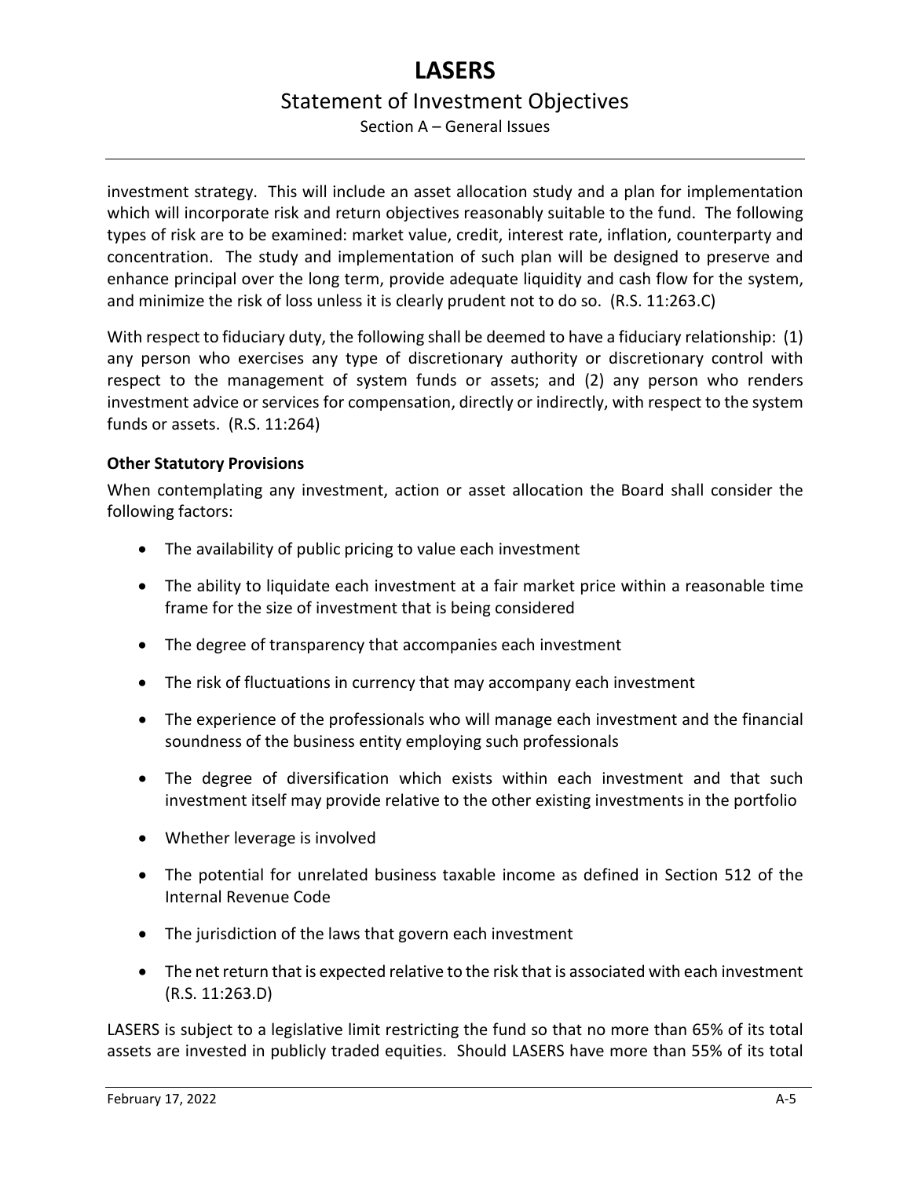investment strategy. This will include an asset allocation study and a plan for implementation which will incorporate risk and return objectives reasonably suitable to the fund. The following types of risk are to be examined: market value, credit, interest rate, inflation, counterparty and concentration. The study and implementation of such plan will be designed to preserve and enhance principal over the long term, provide adequate liquidity and cash flow for the system, and minimize the risk of loss unless it is clearly prudent not to do so. (R.S. 11:263.C)

With respect to fiduciary duty, the following shall be deemed to have a fiduciary relationship: (1) any person who exercises any type of discretionary authority or discretionary control with respect to the management of system funds or assets; and (2) any person who renders investment advice or services for compensation, directly or indirectly, with respect to the system funds or assets. (R.S. 11:264)

**Other Statutory Provisions**

When contemplating any investment, action or asset allocation the Board shall consider the following factors:

- The availability of public pricing to value each investment
- The ability to liquidate each investment at a fair market price within a reasonable time frame for the size of investment that is being considered
- The degree of transparency that accompanies each investment
- The risk of fluctuations in currency that may accompany each investment
- The experience of the professionals who will manage each investment and the financial soundness of the business entity employing such professionals
- The degree of diversification which exists within each investment and that such investment itself may provide relative to the other existing investments in the portfolio
- Whether leverage is involved
- The potential for unrelated business taxable income as defined in Section 512 of the Internal Revenue Code
- The jurisdiction of the laws that govern each investment
- The net return that is expected relative to the risk that is associated with each investment (R.S. 11:263.D)

LASERS is subject to a legislative limit restricting the fund so that no more than 65% of its total assets are invested in publicly traded equities. Should LASERS have more than 55% of its total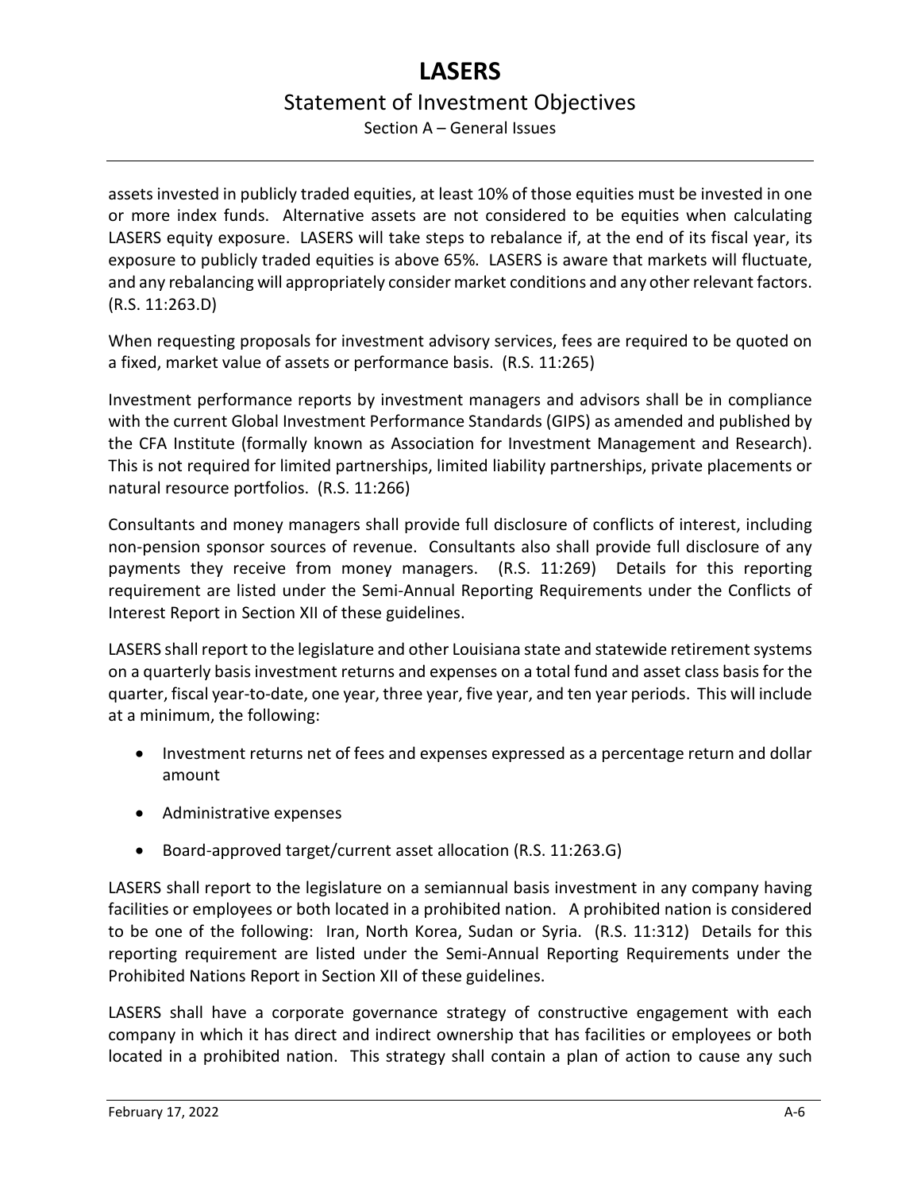assets invested in publicly traded equities, at least 10% of those equities must be invested in one or more index funds. Alternative assets are not considered to be equities when calculating LASERS equity exposure. LASERS will take steps to rebalance if, at the end of its fiscal year, its exposure to publicly traded equities is above 65%. LASERS is aware that markets will fluctuate, and any rebalancing will appropriately consider market conditions and any other relevant factors. (R.S. 11:263.D)

When requesting proposals for investment advisory services, fees are required to be quoted on a fixed, market value of assets or performance basis. (R.S. 11:265)

Investment performance reports by investment managers and advisors shall be in compliance with the current Global Investment Performance Standards (GIPS) as amended and published by the CFA Institute (formally known as Association for Investment Management and Research). This is not required for limited partnerships, limited liability partnerships, private placements or natural resource portfolios. (R.S. 11:266)

Consultants and money managers shall provide full disclosure of conflicts of interest, including non-pension sponsor sources of revenue. Consultants also shall provide full disclosure of any payments they receive from money managers. (R.S. 11:269) Details for this reporting requirement are listed under the Semi-Annual Reporting Requirements under the Conflicts of Interest Report in Section XII of these guidelines.

LASERS shall report to the legislature and other Louisiana state and statewide retirement systems on a quarterly basis investment returns and expenses on a total fund and asset class basis for the quarter, fiscal year-to-date, one year, three year, five year, and ten year periods. This will include at a minimum, the following:

- Investment returns net of fees and expenses expressed as a percentage return and dollar amount
- Administrative expenses
- Board-approved target/current asset allocation (R.S. 11:263.G)

LASERS shall report to the legislature on a semiannual basis investment in any company having facilities or employees or both located in a prohibited nation. A prohibited nation is considered to be one of the following: Iran, North Korea, Sudan or Syria. (R.S. 11:312) Details for this reporting requirement are listed under the Semi-Annual Reporting Requirements under the Prohibited Nations Report in Section XII of these guidelines.

LASERS shall have a corporate governance strategy of constructive engagement with each company in which it has direct and indirect ownership that has facilities or employees or both located in a prohibited nation. This strategy shall contain a plan of action to cause any such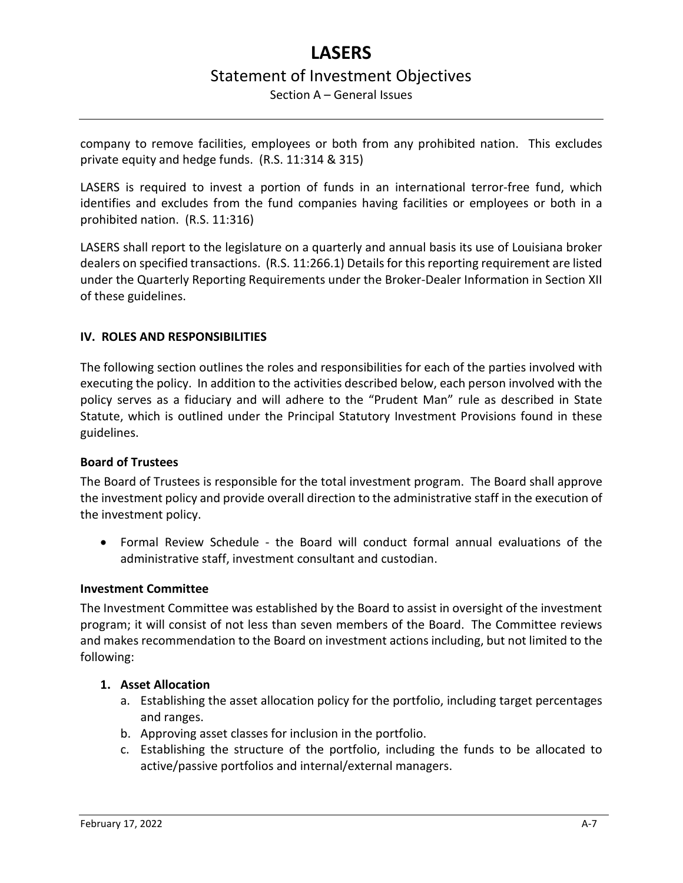company to remove facilities, employees or both from any prohibited nation. This excludes private equity and hedge funds. (R.S. 11:314 & 315)

LASERS is required to invest a portion of funds in an international terror-free fund, which identifies and excludes from the fund companies having facilities or employees or both in a prohibited nation. (R.S. 11:316)

LASERS shall report to the legislature on a quarterly and annual basis its use of Louisiana broker dealers on specified transactions. (R.S. 11:266.1) Details for this reporting requirement are listed under the Quarterly Reporting Requirements under the Broker-Dealer Information in Section XII of these guidelines.

## IV. ROLES AND RESPONSIBILITIES

The following section outlines the roles and responsibilities for each of the parties involved with executing the policy. In addition to the activities described below, each person involved with the policy serves as a fiduciary and will adhere to the "Prudent Man" rule as described in State Statute, which is outlined under the Principal Statutory Investment Provisions found in these guidelines.

### Board of Trustees

The Board of Trustees is responsible for the total investment program. The Board shall approve the investment policy and provide overall direction to the administrative staff in the execution of the investment policy.

- Formal Review Schedule - the Board will conduct formal annual evaluations of the administrative staff, investment consultant and custodian.

### Investment Committee

The Investment Committee was established by the Board to assist in oversight of the investment program; it will consist of not less than seven members of the Board. The Committee reviews and makes recommendation to the Board on investment actions including, but not limited to the following:

1. **Asset Allocation**
   a. Establishing the asset allocation policy for the portfolio, including target percentages and ranges.
   b. Approving asset classes for inclusion in the portfolio.
   c. Establishing the structure of the portfolio, including the funds to be allocated to active/passive portfolios and internal/external managers.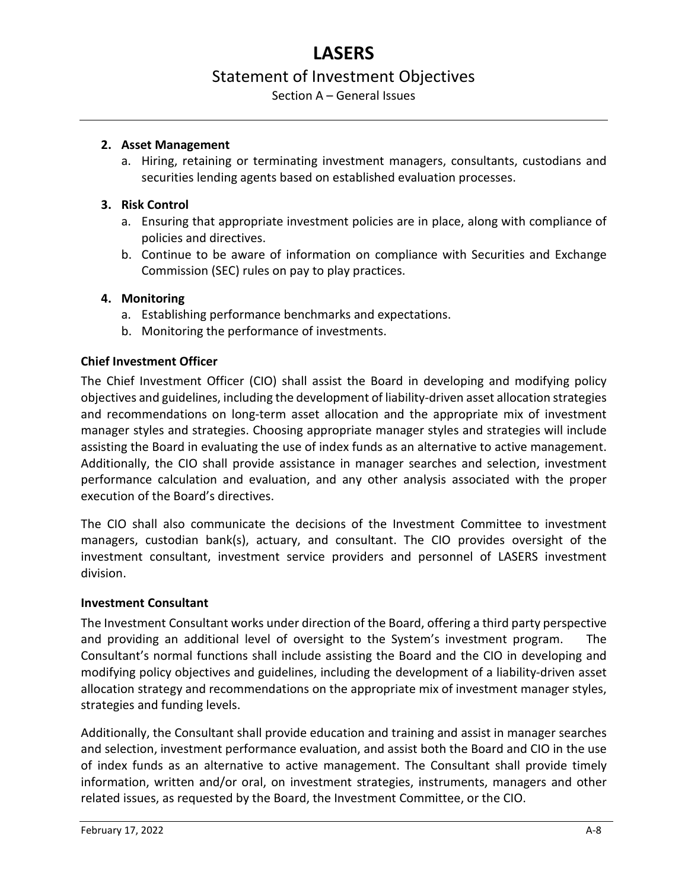2. **Asset Management**
    a. Hiring, retaining or terminating investment managers, consultants, custodians and securities lending agents based on established evaluation processes.

3. **Risk Control**
    a. Ensuring that appropriate investment policies are in place, along with compliance of policies and directives.
    b. Continue to be aware of information on compliance with Securities and Exchange Commission (SEC) rules on pay to play practices.

4. **Monitoring**
    a. Establishing performance benchmarks and expectations.
    b. Monitoring the performance of investments.

**Chief Investment Officer**

The Chief Investment Officer (CIO) shall assist the Board in developing and modifying policy objectives and guidelines, including the development of liability-driven asset allocation strategies and recommendations on long-term asset allocation and the appropriate mix of investment manager styles and strategies. Choosing appropriate manager styles and strategies will include assisting the Board in evaluating the use of index funds as an alternative to active management. Additionally, the CIO shall provide assistance in manager searches and selection, investment performance calculation and evaluation, and any other analysis associated with the proper execution of the Board's directives.

The CIO shall also communicate the decisions of the Investment Committee to investment managers, custodian bank(s), actuary, and consultant. The CIO provides oversight of the investment consultant, investment service providers and personnel of LASERS investment division.

**Investment Consultant**

The Investment Consultant works under direction of the Board, offering a third party perspective and providing an additional level of oversight to the System's investment program. The Consultant's normal functions shall include assisting the Board and the CIO in developing and modifying policy objectives and guidelines, including the development of a liability-driven asset allocation strategy and recommendations on the appropriate mix of investment manager styles, strategies and funding levels.

Additionally, the Consultant shall provide education and training and assist in manager searches and selection, investment performance evaluation, and assist both the Board and CIO in the use of index funds as an alternative to active management. The Consultant shall provide timely information, written and/or oral, on investment strategies, instruments, managers and other related issues, as requested by the Board, the Investment Committee, or the CIO.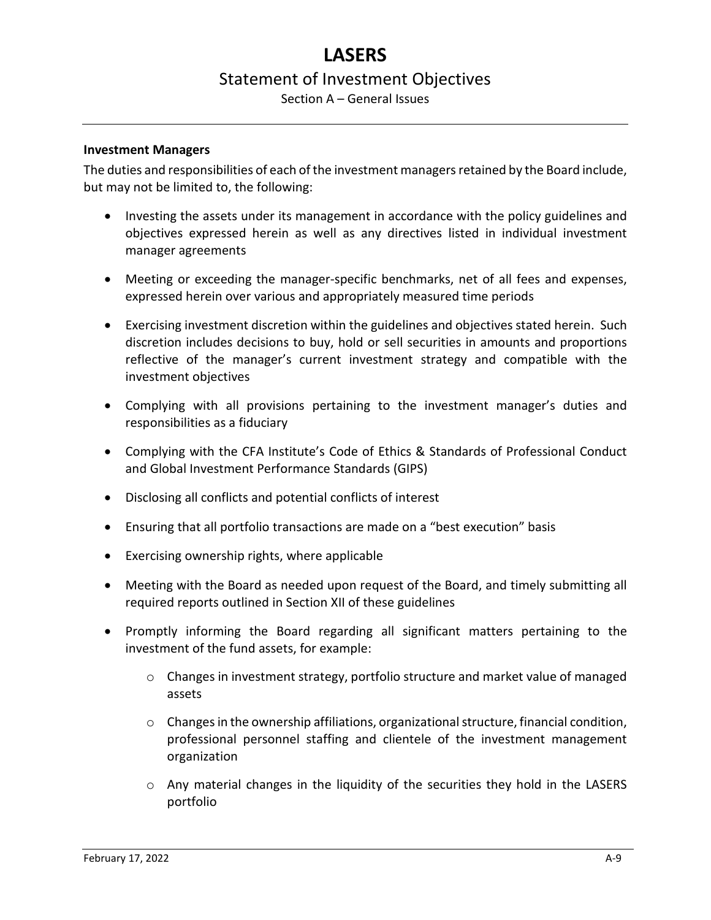### Investment Managers

The duties and responsibilities of each of the investment managers retained by the Board include, but may not be limited to, the following:

- Investing the assets under its management in accordance with the policy guidelines and objectives expressed herein as well as any directives listed in individual investment manager agreements
- Meeting or exceeding the manager-specific benchmarks, net of all fees and expenses, expressed herein over various and appropriately measured time periods
- Exercising investment discretion within the guidelines and objectives stated herein. Such discretion includes decisions to buy, hold or sell securities in amounts and proportions reflective of the manager's current investment strategy and compatible with the investment objectives
- Complying with all provisions pertaining to the investment manager's duties and responsibilities as a fiduciary
- Complying with the CFA Institute's Code of Ethics & Standards of Professional Conduct and Global Investment Performance Standards (GIPS)
- Disclosing all conflicts and potential conflicts of interest
- Ensuring that all portfolio transactions are made on a "best execution" basis
- Exercising ownership rights, where applicable
- Meeting with the Board as needed upon request of the Board, and timely submitting all required reports outlined in Section XII of these guidelines
- Promptly informing the Board regarding all significant matters pertaining to the investment of the fund assets, for example:
  - Changes in investment strategy, portfolio structure and market value of managed assets
  - Changes in the ownership affiliations, organizational structure, financial condition, professional personnel staffing and clientele of the investment management organization
  - Any material changes in the liquidity of the securities they hold in the LASERS portfolio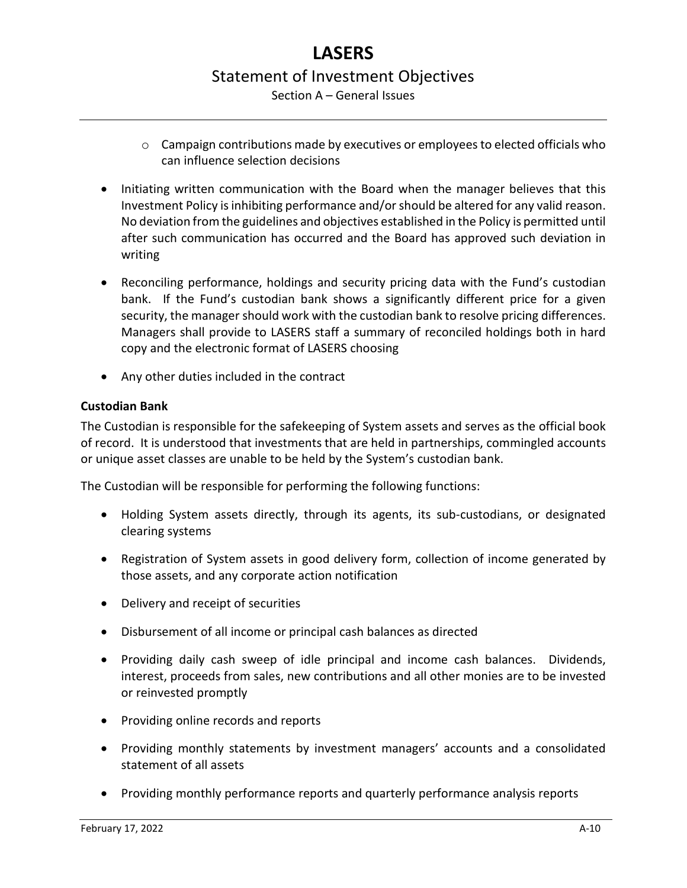- Campaign contributions made by executives or employees to elected officials who can influence selection decisions

- Initiating written communication with the Board when the manager believes that this Investment Policy is inhibiting performance and/or should be altered for any valid reason. No deviation from the guidelines and objectives established in the Policy is permitted until after such communication has occurred and the Board has approved such deviation in writing

- Reconciling performance, holdings and security pricing data with the Fund's custodian bank. If the Fund's custodian bank shows a significantly different price for a given security, the manager should work with the custodian bank to resolve pricing differences. Managers shall provide to LASERS staff a summary of reconciled holdings both in hard copy and the electronic format of LASERS choosing

- Any other duties included in the contract

**Custodian Bank**

The Custodian is responsible for the safekeeping of System assets and serves as the official book of record. It is understood that investments that are held in partnerships, commingled accounts or unique asset classes are unable to be held by the System's custodian bank.

The Custodian will be responsible for performing the following functions:

- Holding System assets directly, through its agents, its sub-custodians, or designated clearing systems

- Registration of System assets in good delivery form, collection of income generated by those assets, and any corporate action notification

- Delivery and receipt of securities

- Disbursement of all income or principal cash balances as directed

- Providing daily cash sweep of idle principal and income cash balances. Dividends, interest, proceeds from sales, new contributions and all other monies are to be invested or reinvested promptly

- Providing online records and reports

- Providing monthly statements by investment managers' accounts and a consolidated statement of all assets

- Providing monthly performance reports and quarterly performance analysis reports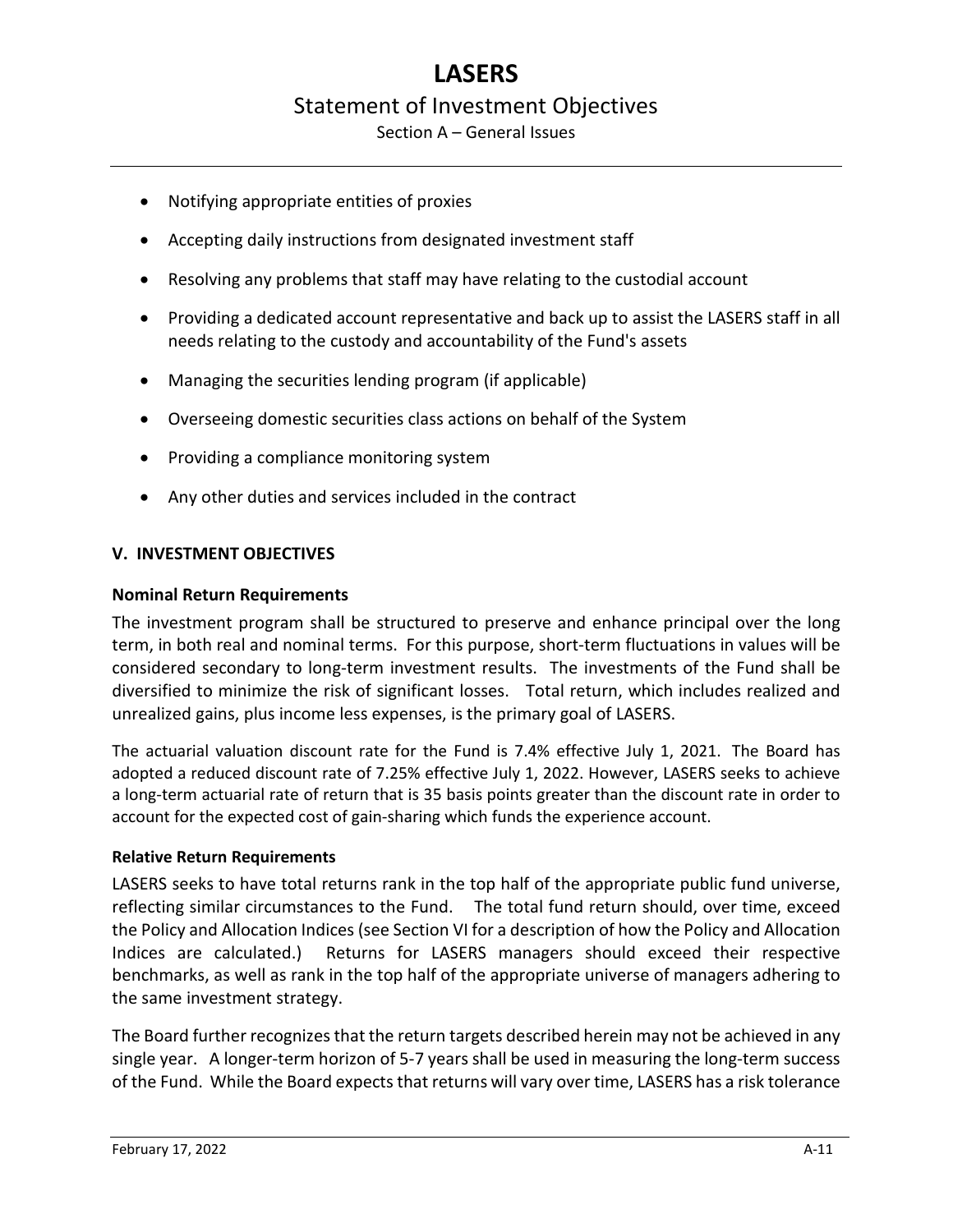- Notifying appropriate entities of proxies
- Accepting daily instructions from designated investment staff
- Resolving any problems that staff may have relating to the custodial account
- Providing a dedicated account representative and back up to assist the LASERS staff in all needs relating to the custody and accountability of the Fund's assets
- Managing the securities lending program (if applicable)
- Overseeing domestic securities class actions on behalf of the System
- Providing a compliance monitoring system
- Any other duties and services included in the contract

## V. INVESTMENT OBJECTIVES

### Nominal Return Requirements

The investment program shall be structured to preserve and enhance principal over the long term, in both real and nominal terms. For this purpose, short-term fluctuations in values will be considered secondary to long-term investment results. The investments of the Fund shall be diversified to minimize the risk of significant losses. Total return, which includes realized and unrealized gains, plus income less expenses, is the primary goal of LASERS.

The actuarial valuation discount rate for the Fund is 7.4% effective July 1, 2021. The Board has adopted a reduced discount rate of 7.25% effective July 1, 2022. However, LASERS seeks to achieve a long-term actuarial rate of return that is 35 basis points greater than the discount rate in order to account for the expected cost of gain-sharing which funds the experience account.

### Relative Return Requirements

LASERS seeks to have total returns rank in the top half of the appropriate public fund universe, reflecting similar circumstances to the Fund. The total fund return should, over time, exceed the Policy and Allocation Indices (see Section VI for a description of how the Policy and Allocation Indices are calculated.) Returns for LASERS managers should exceed their respective benchmarks, as well as rank in the top half of the appropriate universe of managers adhering to the same investment strategy.

The Board further recognizes that the return targets described herein may not be achieved in any single year. A longer-term horizon of 5-7 years shall be used in measuring the long-term success of the Fund. While the Board expects that returns will vary over time, LASERS has a risk tolerance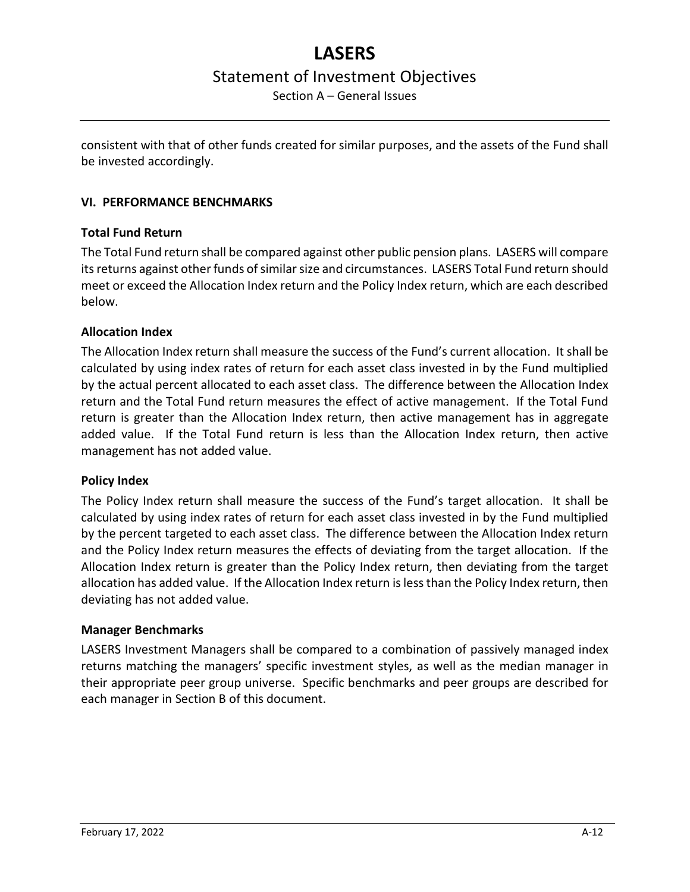consistent with that of other funds created for similar purposes, and the assets of the Fund shall be invested accordingly.

## VI. PERFORMANCE BENCHMARKS

### Total Fund Return

The Total Fund return shall be compared against other public pension plans. LASERS will compare its returns against other funds of similar size and circumstances. LASERS Total Fund return should meet or exceed the Allocation Index return and the Policy Index return, which are each described below.

### Allocation Index

The Allocation Index return shall measure the success of the Fund's current allocation. It shall be calculated by using index rates of return for each asset class invested in by the Fund multiplied by the actual percent allocated to each asset class. The difference between the Allocation Index return and the Total Fund return measures the effect of active management. If the Total Fund return is greater than the Allocation Index return, then active management has in aggregate added value. If the Total Fund return is less than the Allocation Index return, then active management has not added value.

### Policy Index

The Policy Index return shall measure the success of the Fund's target allocation. It shall be calculated by using index rates of return for each asset class invested in by the Fund multiplied by the percent targeted to each asset class. The difference between the Allocation Index return and the Policy Index return measures the effects of deviating from the target allocation. If the Allocation Index return is greater than the Policy Index return, then deviating from the target allocation has added value. If the Allocation Index return is less than the Policy Index return, then deviating has not added value.

### Manager Benchmarks

LASERS Investment Managers shall be compared to a combination of passively managed index returns matching the managers' specific investment styles, as well as the median manager in their appropriate peer group universe. Specific benchmarks and peer groups are described for each manager in Section B of this document.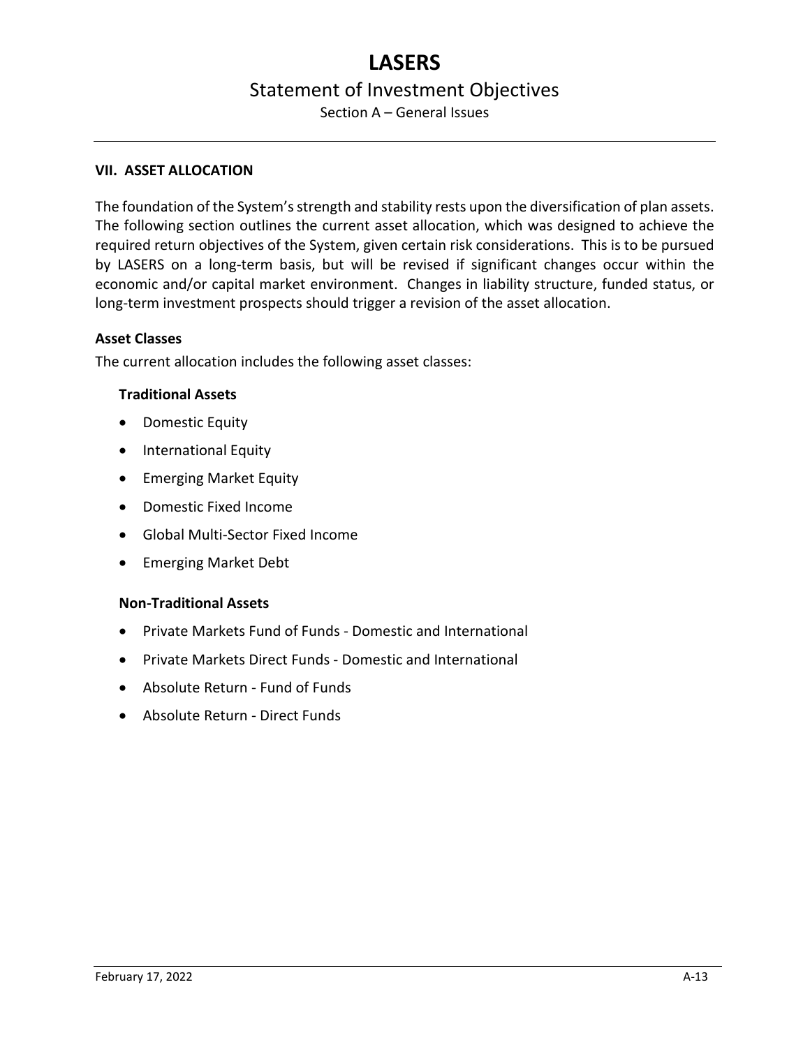## VII. ASSET ALLOCATION

The foundation of the System's strength and stability rests upon the diversification of plan assets. The following section outlines the current asset allocation, which was designed to achieve the required return objectives of the System, given certain risk considerations. This is to be pursued by LASERS on a long-term basis, but will be revised if significant changes occur within the economic and/or capital market environment. Changes in liability structure, funded status, or long-term investment prospects should trigger a revision of the asset allocation.

### Asset Classes

The current allocation includes the following asset classes:

#### Traditional Assets

- Domestic Equity
- International Equity
- Emerging Market Equity
- Domestic Fixed Income
- Global Multi-Sector Fixed Income
- Emerging Market Debt

#### Non-Traditional Assets

- Private Markets Fund of Funds - Domestic and International
- Private Markets Direct Funds - Domestic and International
- Absolute Return - Fund of Funds
- Absolute Return - Direct Funds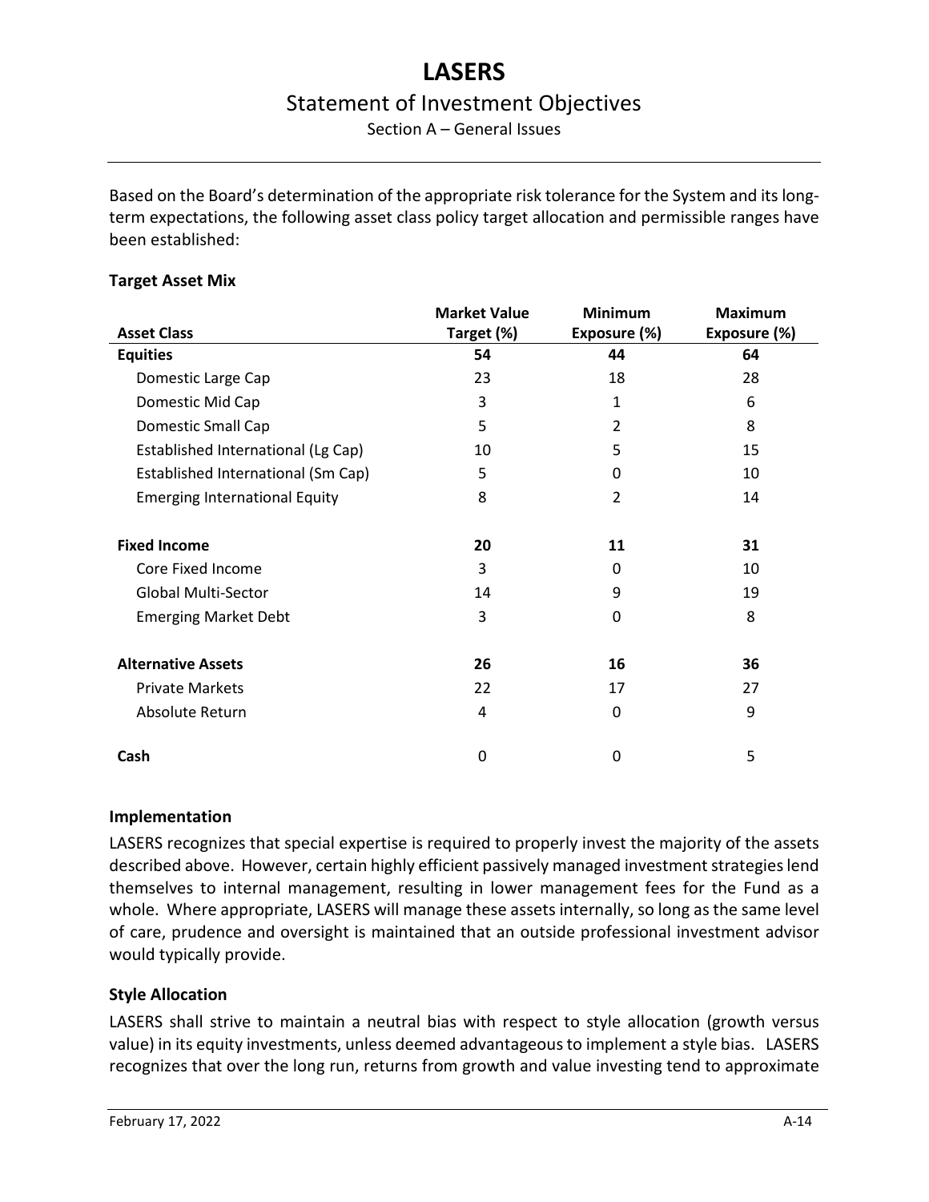Based on the Board's determination of the appropriate risk tolerance for the System and its long-term expectations, the following asset class policy target allocation and permissible ranges have been established:

**Target Asset Mix**

| Asset Class | Market Value Target (%) | Minimum Exposure (%) | Maximum Exposure (%) |
|---|---|---|---|
| **Equities** | **54** | **44** | **64** |
| Domestic Large Cap | 23 | 18 | 28 |
| Domestic Mid Cap | 3 | 1 | 6 |
| Domestic Small Cap | 5 | 2 | 8 |
| Established International (Lg Cap) | 10 | 5 | 15 |
| Established International (Sm Cap) | 5 | 0 | 10 |
| Emerging International Equity | 8 | 2 | 14 |
| **Fixed Income** | **20** | **11** | **31** |
| Core Fixed Income | 3 | 0 | 10 |
| Global Multi-Sector | 14 | 9 | 19 |
| Emerging Market Debt | 3 | 0 | 8 |
| **Alternative Assets** | **26** | **16** | **36** |
| Private Markets | 22 | 17 | 27 |
| Absolute Return | 4 | 0 | 9 |
| **Cash** | 0 | 0 | 5 |

### Implementation

LASERS recognizes that special expertise is required to properly invest the majority of the assets described above. However, certain highly efficient passively managed investment strategies lend themselves to internal management, resulting in lower management fees for the Fund as a whole. Where appropriate, LASERS will manage these assets internally, so long as the same level of care, prudence and oversight is maintained that an outside professional investment advisor would typically provide.

### Style Allocation

LASERS shall strive to maintain a neutral bias with respect to style allocation (growth versus value) in its equity investments, unless deemed advantageous to implement a style bias. LASERS recognizes that over the long run, returns from growth and value investing tend to approximate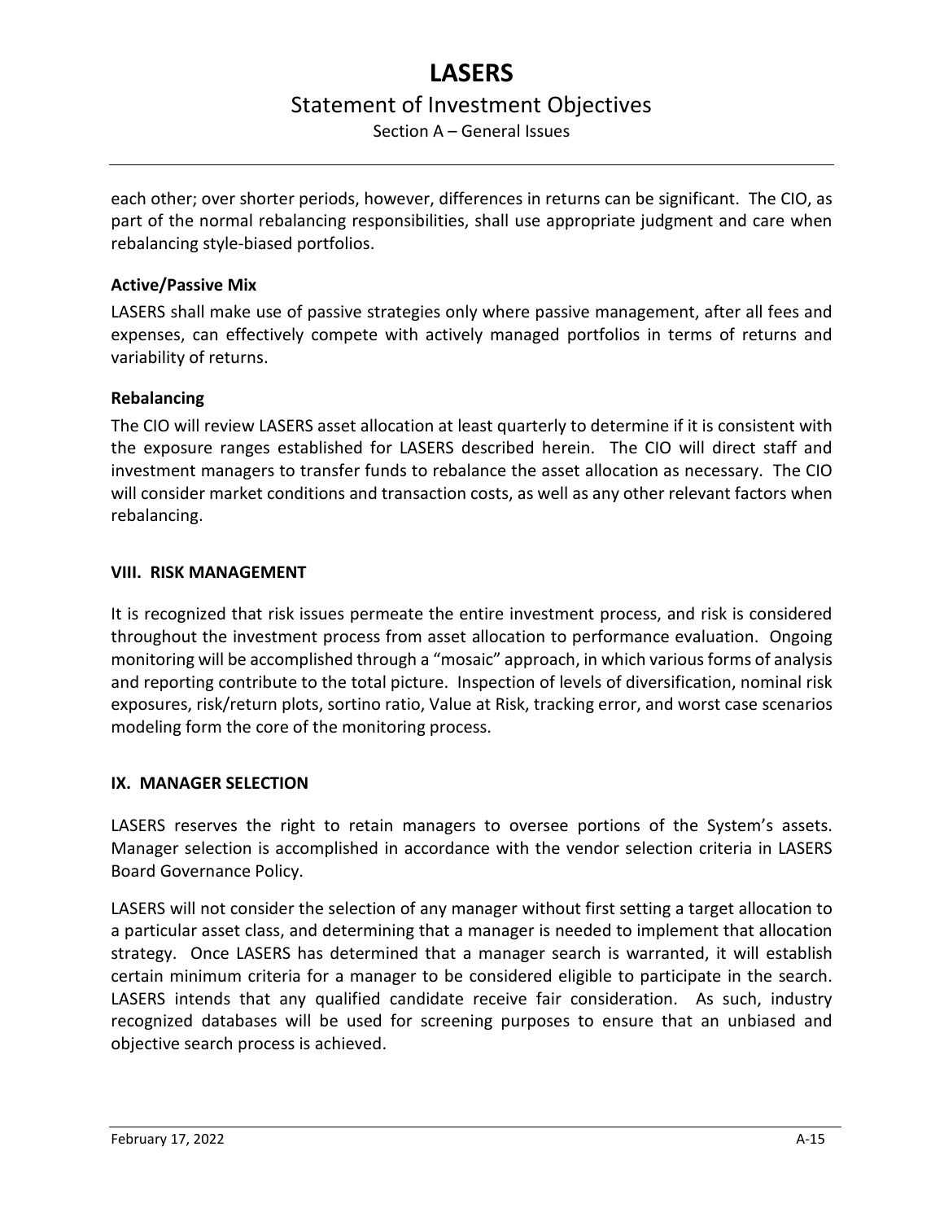each other; over shorter periods, however, differences in returns can be significant. The CIO, as part of the normal rebalancing responsibilities, shall use appropriate judgment and care when rebalancing style-biased portfolios.

**Active/Passive Mix**

LASERS shall make use of passive strategies only where passive management, after all fees and expenses, can effectively compete with actively managed portfolios in terms of returns and variability of returns.

**Rebalancing**

The CIO will review LASERS asset allocation at least quarterly to determine if it is consistent with the exposure ranges established for LASERS described herein. The CIO will direct staff and investment managers to transfer funds to rebalance the asset allocation as necessary. The CIO will consider market conditions and transaction costs, as well as any other relevant factors when rebalancing.

## VIII. RISK MANAGEMENT

It is recognized that risk issues permeate the entire investment process, and risk is considered throughout the investment process from asset allocation to performance evaluation. Ongoing monitoring will be accomplished through a "mosaic" approach, in which various forms of analysis and reporting contribute to the total picture. Inspection of levels of diversification, nominal risk exposures, risk/return plots, sortino ratio, Value at Risk, tracking error, and worst case scenarios modeling form the core of the monitoring process.

## IX. MANAGER SELECTION

LASERS reserves the right to retain managers to oversee portions of the System's assets. Manager selection is accomplished in accordance with the vendor selection criteria in LASERS Board Governance Policy.

LASERS will not consider the selection of any manager without first setting a target allocation to a particular asset class, and determining that a manager is needed to implement that allocation strategy. Once LASERS has determined that a manager search is warranted, it will establish certain minimum criteria for a manager to be considered eligible to participate in the search. LASERS intends that any qualified candidate receive fair consideration. As such, industry recognized databases will be used for screening purposes to ensure that an unbiased and objective search process is achieved.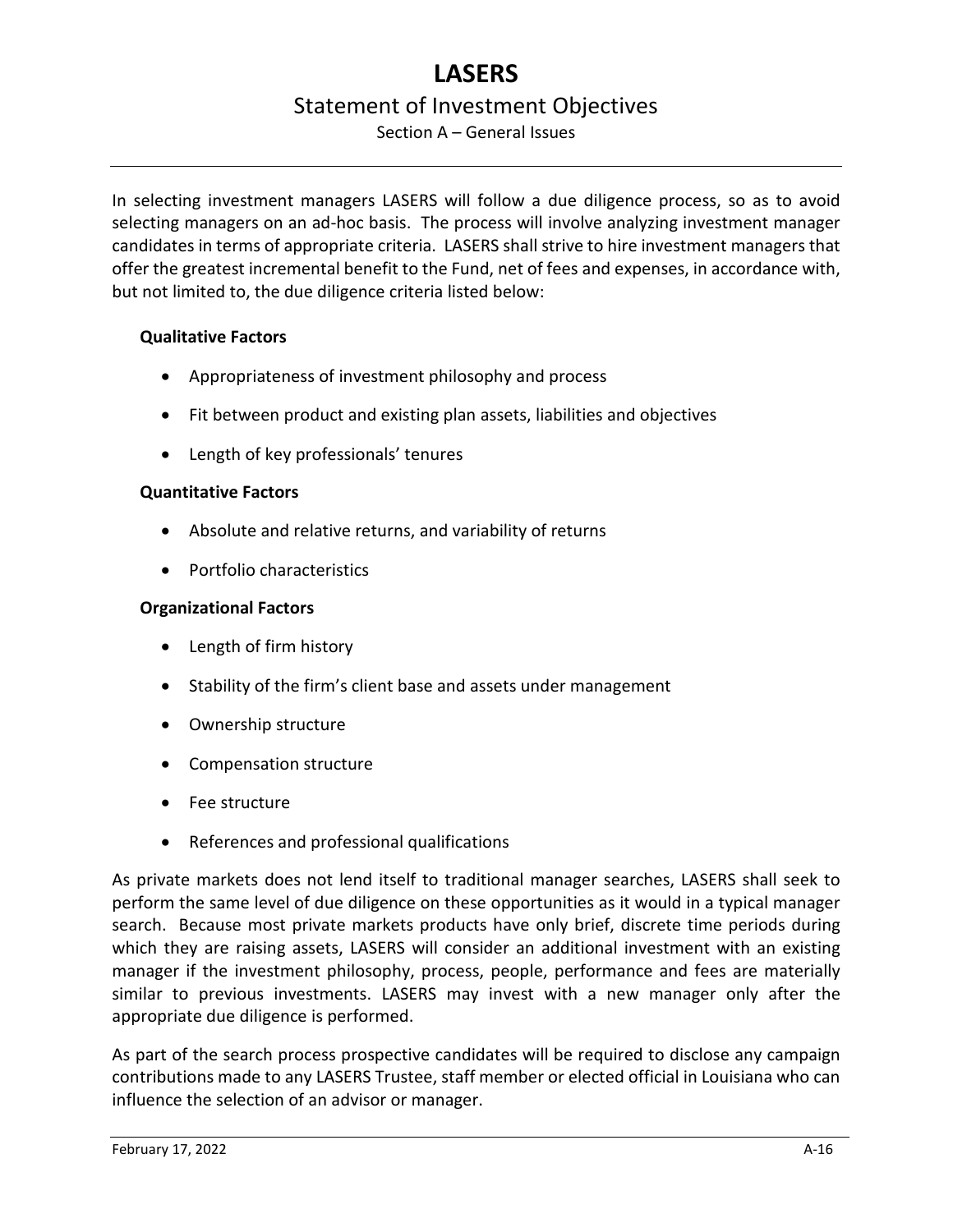In selecting investment managers LASERS will follow a due diligence process, so as to avoid selecting managers on an ad-hoc basis. The process will involve analyzing investment manager candidates in terms of appropriate criteria. LASERS shall strive to hire investment managers that offer the greatest incremental benefit to the Fund, net of fees and expenses, in accordance with, but not limited to, the due diligence criteria listed below:

**Qualitative Factors**

- Appropriateness of investment philosophy and process
- Fit between product and existing plan assets, liabilities and objectives
- Length of key professionals' tenures

**Quantitative Factors**

- Absolute and relative returns, and variability of returns
- Portfolio characteristics

**Organizational Factors**

- Length of firm history
- Stability of the firm's client base and assets under management
- Ownership structure
- Compensation structure
- Fee structure
- References and professional qualifications

As private markets does not lend itself to traditional manager searches, LASERS shall seek to perform the same level of due diligence on these opportunities as it would in a typical manager search. Because most private markets products have only brief, discrete time periods during which they are raising assets, LASERS will consider an additional investment with an existing manager if the investment philosophy, process, people, performance and fees are materially similar to previous investments. LASERS may invest with a new manager only after the appropriate due diligence is performed.

As part of the search process prospective candidates will be required to disclose any campaign contributions made to any LASERS Trustee, staff member or elected official in Louisiana who can influence the selection of an advisor or manager.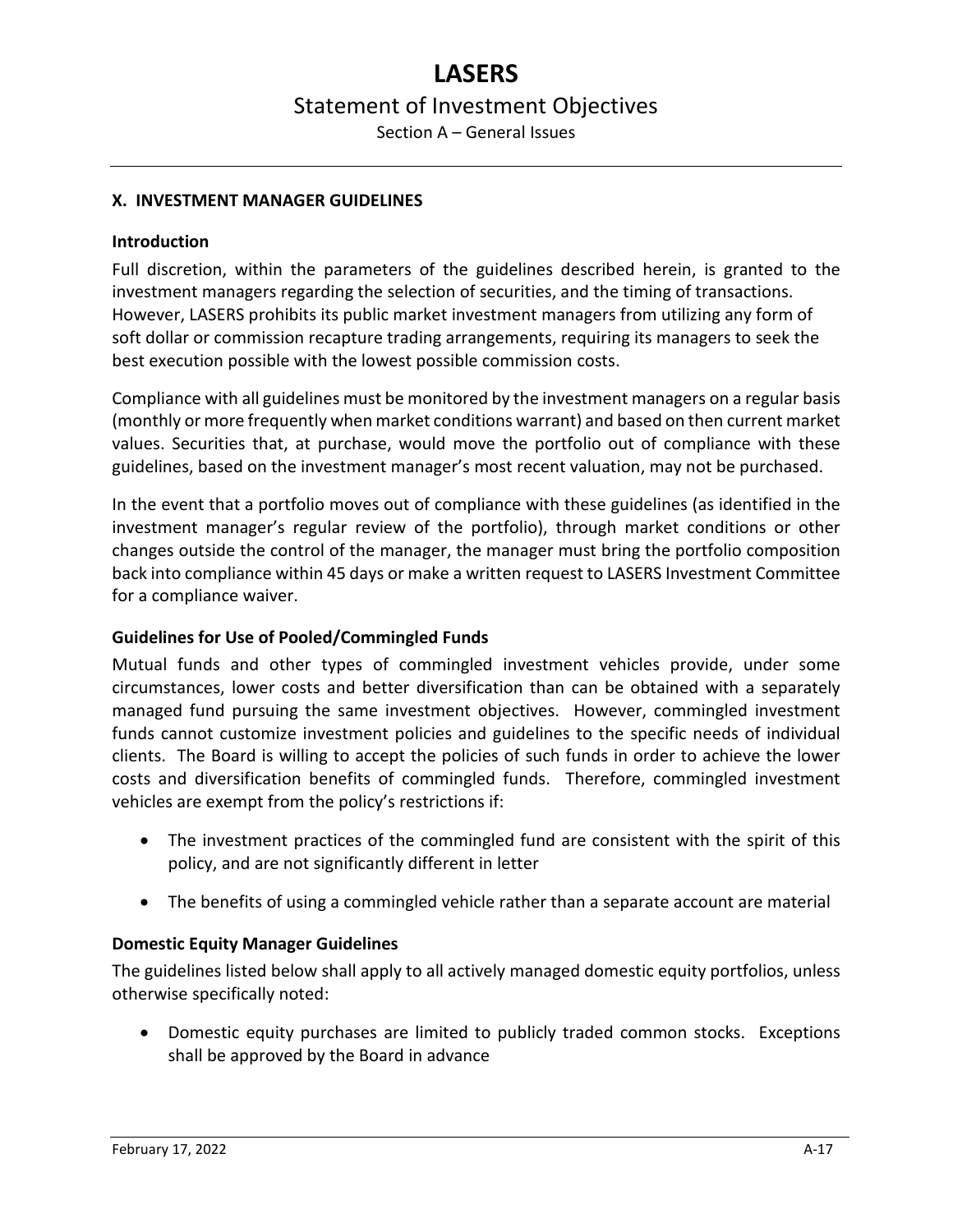## X. INVESTMENT MANAGER GUIDELINES

### Introduction

Full discretion, within the parameters of the guidelines described herein, is granted to the investment managers regarding the selection of securities, and the timing of transactions. However, LASERS prohibits its public market investment managers from utilizing any form of soft dollar or commission recapture trading arrangements, requiring its managers to seek the best execution possible with the lowest possible commission costs.

Compliance with all guidelines must be monitored by the investment managers on a regular basis (monthly or more frequently when market conditions warrant) and based on then current market values. Securities that, at purchase, would move the portfolio out of compliance with these guidelines, based on the investment manager's most recent valuation, may not be purchased.

In the event that a portfolio moves out of compliance with these guidelines (as identified in the investment manager's regular review of the portfolio), through market conditions or other changes outside the control of the manager, the manager must bring the portfolio composition back into compliance within 45 days or make a written request to LASERS Investment Committee for a compliance waiver.

### Guidelines for Use of Pooled/Commingled Funds

Mutual funds and other types of commingled investment vehicles provide, under some circumstances, lower costs and better diversification than can be obtained with a separately managed fund pursuing the same investment objectives. However, commingled investment funds cannot customize investment policies and guidelines to the specific needs of individual clients. The Board is willing to accept the policies of such funds in order to achieve the lower costs and diversification benefits of commingled funds. Therefore, commingled investment vehicles are exempt from the policy's restrictions if:

- The investment practices of the commingled fund are consistent with the spirit of this policy, and are not significantly different in letter
- The benefits of using a commingled vehicle rather than a separate account are material

### Domestic Equity Manager Guidelines

The guidelines listed below shall apply to all actively managed domestic equity portfolios, unless otherwise specifically noted:

- Domestic equity purchases are limited to publicly traded common stocks. Exceptions shall be approved by the Board in advance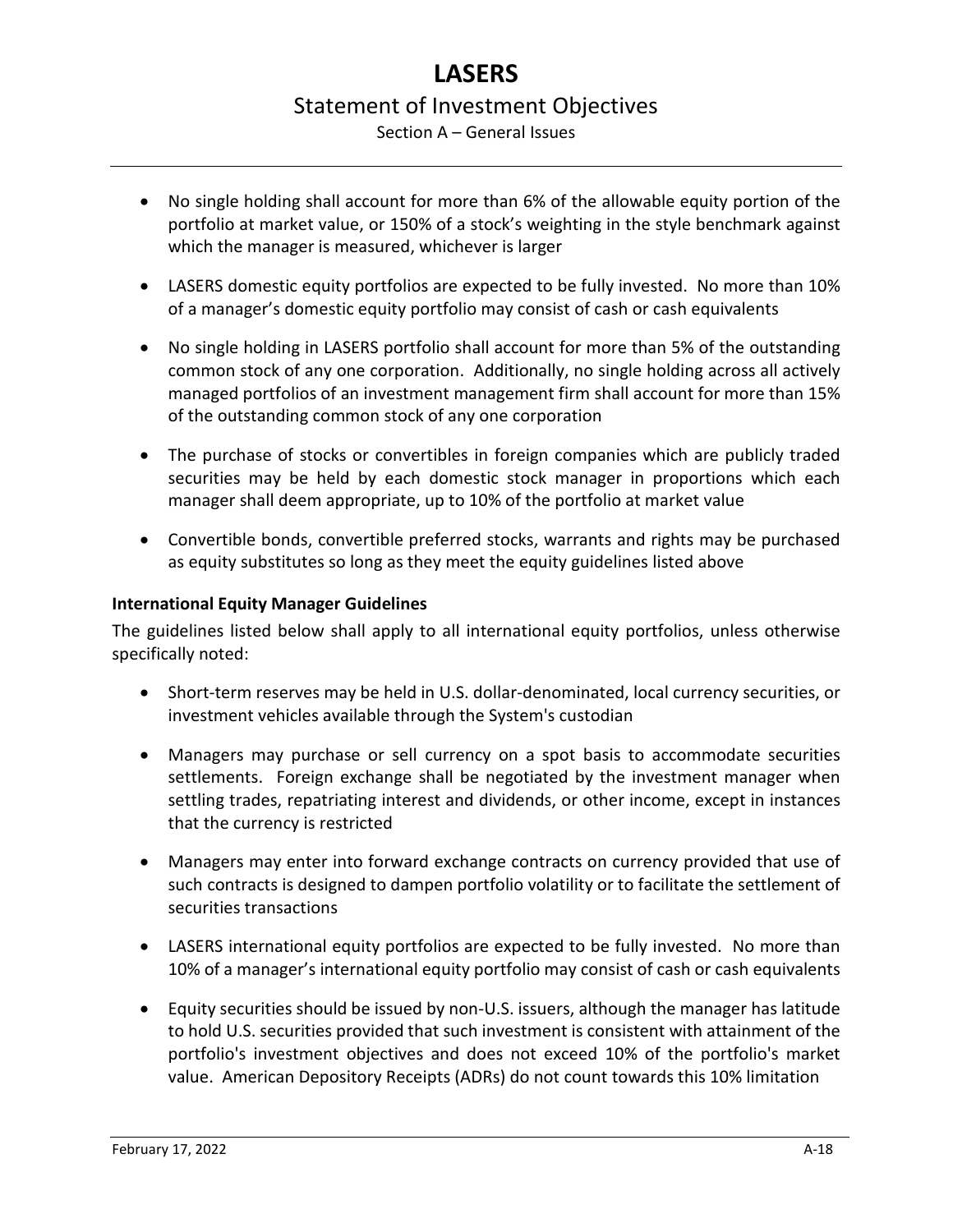- No single holding shall account for more than 6% of the allowable equity portion of the portfolio at market value, or 150% of a stock's weighting in the style benchmark against which the manager is measured, whichever is larger

- LASERS domestic equity portfolios are expected to be fully invested. No more than 10% of a manager's domestic equity portfolio may consist of cash or cash equivalents

- No single holding in LASERS portfolio shall account for more than 5% of the outstanding common stock of any one corporation. Additionally, no single holding across all actively managed portfolios of an investment management firm shall account for more than 15% of the outstanding common stock of any one corporation

- The purchase of stocks or convertibles in foreign companies which are publicly traded securities may be held by each domestic stock manager in proportions which each manager shall deem appropriate, up to 10% of the portfolio at market value

- Convertible bonds, convertible preferred stocks, warrants and rights may be purchased as equity substitutes so long as they meet the equity guidelines listed above

**International Equity Manager Guidelines**

The guidelines listed below shall apply to all international equity portfolios, unless otherwise specifically noted:

- Short-term reserves may be held in U.S. dollar-denominated, local currency securities, or investment vehicles available through the System's custodian

- Managers may purchase or sell currency on a spot basis to accommodate securities settlements. Foreign exchange shall be negotiated by the investment manager when settling trades, repatriating interest and dividends, or other income, except in instances that the currency is restricted

- Managers may enter into forward exchange contracts on currency provided that use of such contracts is designed to dampen portfolio volatility or to facilitate the settlement of securities transactions

- LASERS international equity portfolios are expected to be fully invested. No more than 10% of a manager's international equity portfolio may consist of cash or cash equivalents

- Equity securities should be issued by non-U.S. issuers, although the manager has latitude to hold U.S. securities provided that such investment is consistent with attainment of the portfolio's investment objectives and does not exceed 10% of the portfolio's market value. American Depository Receipts (ADRs) do not count towards this 10% limitation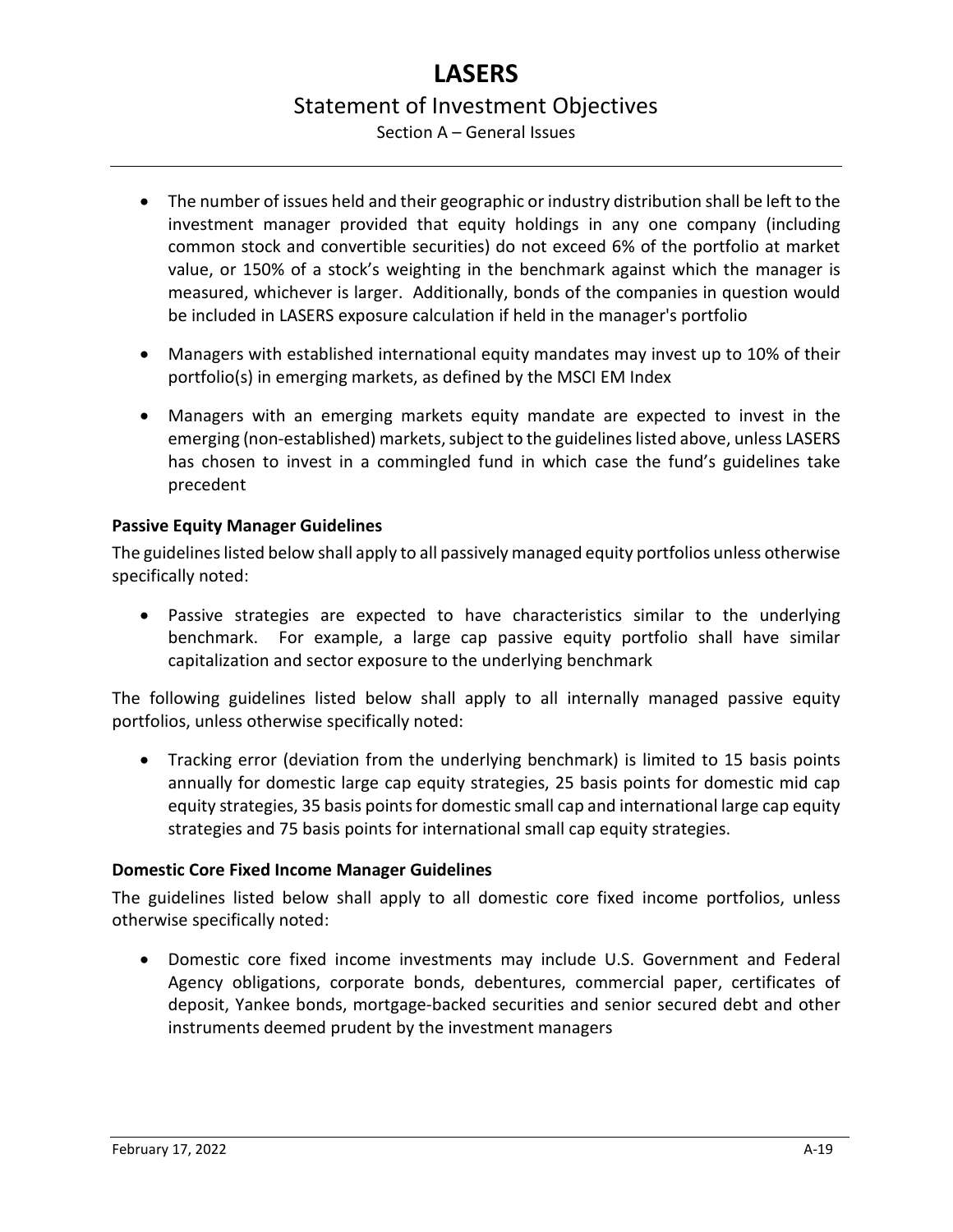- The number of issues held and their geographic or industry distribution shall be left to the investment manager provided that equity holdings in any one company (including common stock and convertible securities) do not exceed 6% of the portfolio at market value, or 150% of a stock's weighting in the benchmark against which the manager is measured, whichever is larger. Additionally, bonds of the companies in question would be included in LASERS exposure calculation if held in the manager's portfolio
- Managers with established international equity mandates may invest up to 10% of their portfolio(s) in emerging markets, as defined by the MSCI EM Index
- Managers with an emerging markets equity mandate are expected to invest in the emerging (non-established) markets, subject to the guidelines listed above, unless LASERS has chosen to invest in a commingled fund in which case the fund's guidelines take precedent

**Passive Equity Manager Guidelines**

The guidelines listed below shall apply to all passively managed equity portfolios unless otherwise specifically noted:

- Passive strategies are expected to have characteristics similar to the underlying benchmark. For example, a large cap passive equity portfolio shall have similar capitalization and sector exposure to the underlying benchmark

The following guidelines listed below shall apply to all internally managed passive equity portfolios, unless otherwise specifically noted:

- Tracking error (deviation from the underlying benchmark) is limited to 15 basis points annually for domestic large cap equity strategies, 25 basis points for domestic mid cap equity strategies, 35 basis points for domestic small cap and international large cap equity strategies and 75 basis points for international small cap equity strategies.

**Domestic Core Fixed Income Manager Guidelines**

The guidelines listed below shall apply to all domestic core fixed income portfolios, unless otherwise specifically noted:

- Domestic core fixed income investments may include U.S. Government and Federal Agency obligations, corporate bonds, debentures, commercial paper, certificates of deposit, Yankee bonds, mortgage-backed securities and senior secured debt and other instruments deemed prudent by the investment managers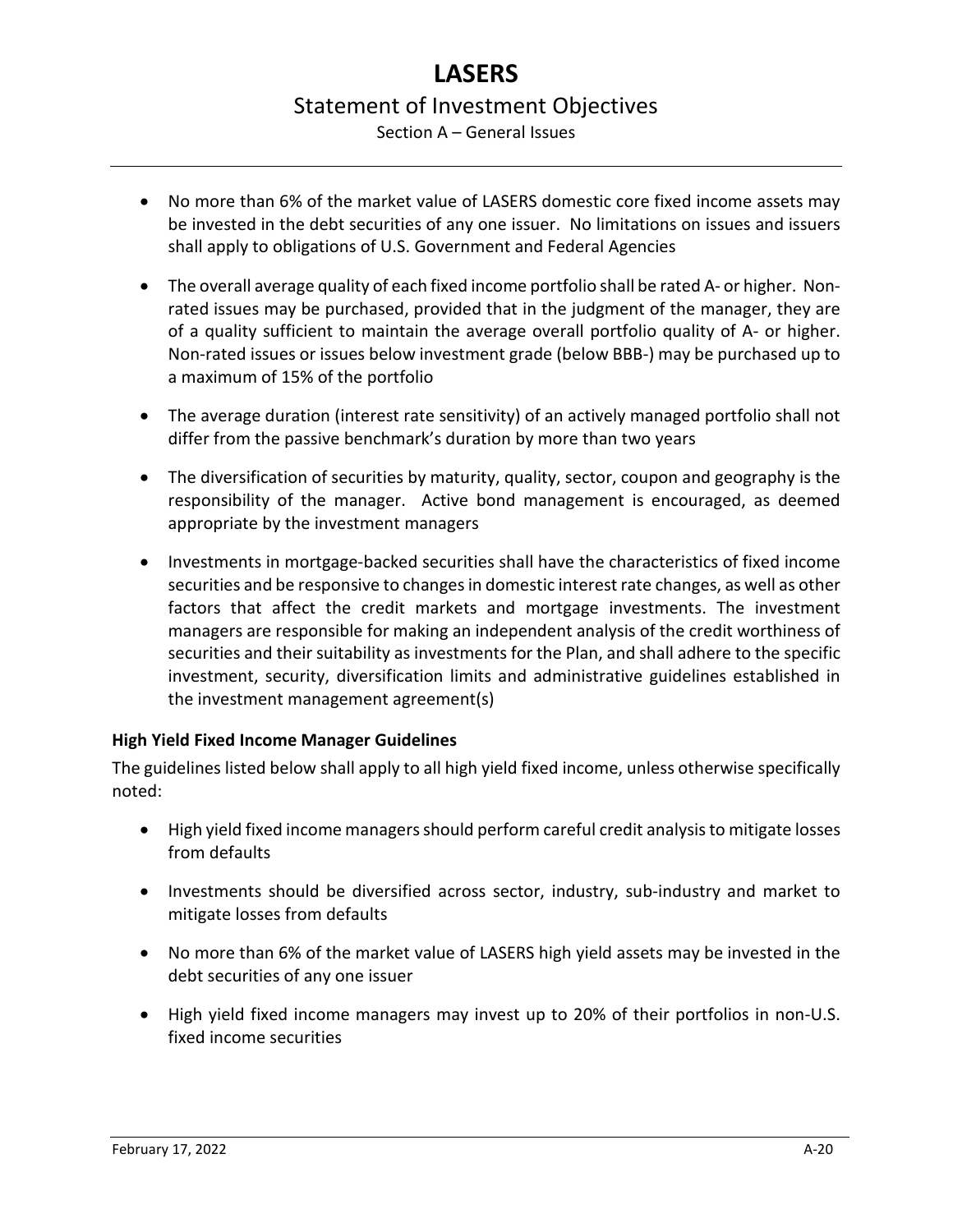- No more than 6% of the market value of LASERS domestic core fixed income assets may be invested in the debt securities of any one issuer. No limitations on issues and issuers shall apply to obligations of U.S. Government and Federal Agencies

- The overall average quality of each fixed income portfolio shall be rated A- or higher. Non-rated issues may be purchased, provided that in the judgment of the manager, they are of a quality sufficient to maintain the average overall portfolio quality of A- or higher. Non-rated issues or issues below investment grade (below BBB-) may be purchased up to a maximum of 15% of the portfolio

- The average duration (interest rate sensitivity) of an actively managed portfolio shall not differ from the passive benchmark's duration by more than two years

- The diversification of securities by maturity, quality, sector, coupon and geography is the responsibility of the manager. Active bond management is encouraged, as deemed appropriate by the investment managers

- Investments in mortgage-backed securities shall have the characteristics of fixed income securities and be responsive to changes in domestic interest rate changes, as well as other factors that affect the credit markets and mortgage investments. The investment managers are responsible for making an independent analysis of the credit worthiness of securities and their suitability as investments for the Plan, and shall adhere to the specific investment, security, diversification limits and administrative guidelines established in the investment management agreement(s)

**High Yield Fixed Income Manager Guidelines**

The guidelines listed below shall apply to all high yield fixed income, unless otherwise specifically noted:

- High yield fixed income managers should perform careful credit analysis to mitigate losses from defaults

- Investments should be diversified across sector, industry, sub-industry and market to mitigate losses from defaults

- No more than 6% of the market value of LASERS high yield assets may be invested in the debt securities of any one issuer

- High yield fixed income managers may invest up to 20% of their portfolios in non-U.S. fixed income securities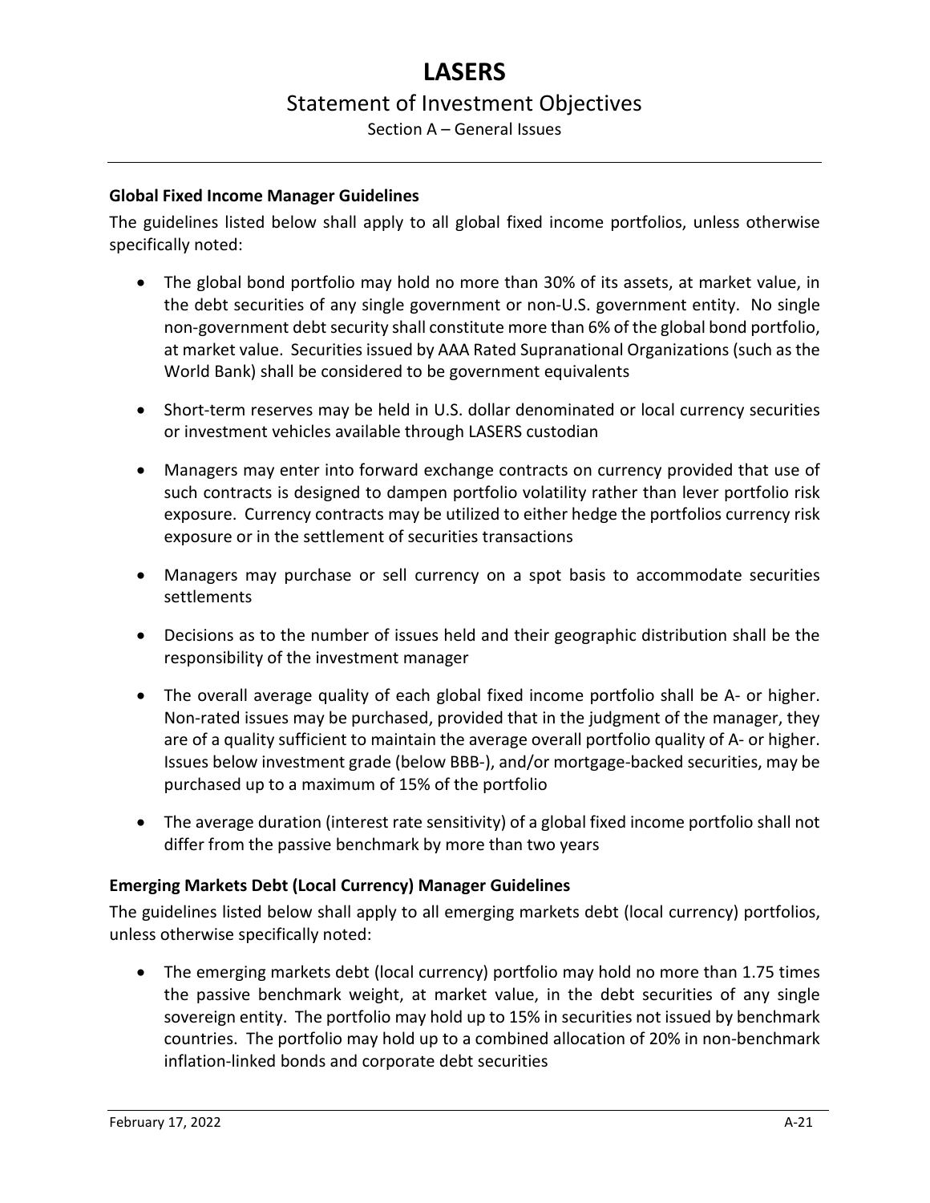### Global Fixed Income Manager Guidelines

The guidelines listed below shall apply to all global fixed income portfolios, unless otherwise specifically noted:

- The global bond portfolio may hold no more than 30% of its assets, at market value, in the debt securities of any single government or non-U.S. government entity. No single non-government debt security shall constitute more than 6% of the global bond portfolio, at market value. Securities issued by AAA Rated Supranational Organizations (such as the World Bank) shall be considered to be government equivalents

- Short-term reserves may be held in U.S. dollar denominated or local currency securities or investment vehicles available through LASERS custodian

- Managers may enter into forward exchange contracts on currency provided that use of such contracts is designed to dampen portfolio volatility rather than lever portfolio risk exposure. Currency contracts may be utilized to either hedge the portfolios currency risk exposure or in the settlement of securities transactions

- Managers may purchase or sell currency on a spot basis to accommodate securities settlements

- Decisions as to the number of issues held and their geographic distribution shall be the responsibility of the investment manager

- The overall average quality of each global fixed income portfolio shall be A- or higher. Non-rated issues may be purchased, provided that in the judgment of the manager, they are of a quality sufficient to maintain the average overall portfolio quality of A- or higher. Issues below investment grade (below BBB-), and/or mortgage-backed securities, may be purchased up to a maximum of 15% of the portfolio

- The average duration (interest rate sensitivity) of a global fixed income portfolio shall not differ from the passive benchmark by more than two years

### Emerging Markets Debt (Local Currency) Manager Guidelines

The guidelines listed below shall apply to all emerging markets debt (local currency) portfolios, unless otherwise specifically noted:

- The emerging markets debt (local currency) portfolio may hold no more than 1.75 times the passive benchmark weight, at market value, in the debt securities of any single sovereign entity. The portfolio may hold up to 15% in securities not issued by benchmark countries. The portfolio may hold up to a combined allocation of 20% in non-benchmark inflation-linked bonds and corporate debt securities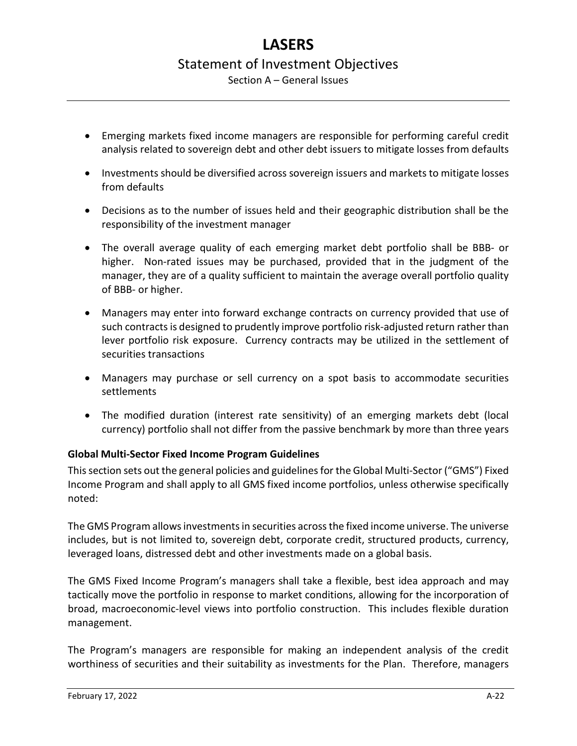- Emerging markets fixed income managers are responsible for performing careful credit analysis related to sovereign debt and other debt issuers to mitigate losses from defaults
- Investments should be diversified across sovereign issuers and markets to mitigate losses from defaults
- Decisions as to the number of issues held and their geographic distribution shall be the responsibility of the investment manager
- The overall average quality of each emerging market debt portfolio shall be BBB- or higher. Non-rated issues may be purchased, provided that in the judgment of the manager, they are of a quality sufficient to maintain the average overall portfolio quality of BBB- or higher.
- Managers may enter into forward exchange contracts on currency provided that use of such contracts is designed to prudently improve portfolio risk-adjusted return rather than lever portfolio risk exposure. Currency contracts may be utilized in the settlement of securities transactions
- Managers may purchase or sell currency on a spot basis to accommodate securities settlements
- The modified duration (interest rate sensitivity) of an emerging markets debt (local currency) portfolio shall not differ from the passive benchmark by more than three years

**Global Multi-Sector Fixed Income Program Guidelines**

This section sets out the general policies and guidelines for the Global Multi-Sector ("GMS") Fixed Income Program and shall apply to all GMS fixed income portfolios, unless otherwise specifically noted:

The GMS Program allows investments in securities across the fixed income universe. The universe includes, but is not limited to, sovereign debt, corporate credit, structured products, currency, leveraged loans, distressed debt and other investments made on a global basis.

The GMS Fixed Income Program's managers shall take a flexible, best idea approach and may tactically move the portfolio in response to market conditions, allowing for the incorporation of broad, macroeconomic-level views into portfolio construction. This includes flexible duration management.

The Program's managers are responsible for making an independent analysis of the credit worthiness of securities and their suitability as investments for the Plan. Therefore, managers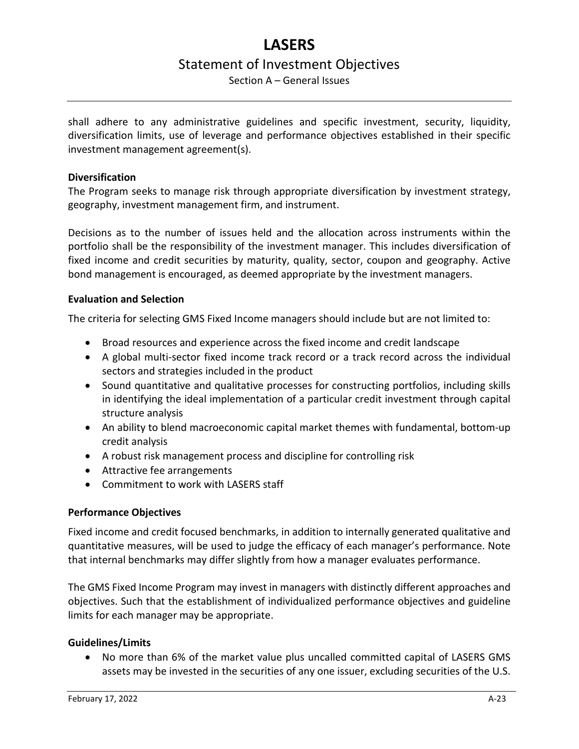shall adhere to any administrative guidelines and specific investment, security, liquidity, diversification limits, use of leverage and performance objectives established in their specific investment management agreement(s).

**Diversification**

The Program seeks to manage risk through appropriate diversification by investment strategy, geography, investment management firm, and instrument.

Decisions as to the number of issues held and the allocation across instruments within the portfolio shall be the responsibility of the investment manager. This includes diversification of fixed income and credit securities by maturity, quality, sector, coupon and geography. Active bond management is encouraged, as deemed appropriate by the investment managers.

**Evaluation and Selection**

The criteria for selecting GMS Fixed Income managers should include but are not limited to:

- Broad resources and experience across the fixed income and credit landscape
- A global multi-sector fixed income track record or a track record across the individual sectors and strategies included in the product
- Sound quantitative and qualitative processes for constructing portfolios, including skills in identifying the ideal implementation of a particular credit investment through capital structure analysis
- An ability to blend macroeconomic capital market themes with fundamental, bottom-up credit analysis
- A robust risk management process and discipline for controlling risk
- Attractive fee arrangements
- Commitment to work with LASERS staff

**Performance Objectives**

Fixed income and credit focused benchmarks, in addition to internally generated qualitative and quantitative measures, will be used to judge the efficacy of each manager's performance. Note that internal benchmarks may differ slightly from how a manager evaluates performance.

The GMS Fixed Income Program may invest in managers with distinctly different approaches and objectives. Such that the establishment of individualized performance objectives and guideline limits for each manager may be appropriate.

**Guidelines/Limits**

- No more than 6% of the market value plus uncalled committed capital of LASERS GMS assets may be invested in the securities of any one issuer, excluding securities of the U.S.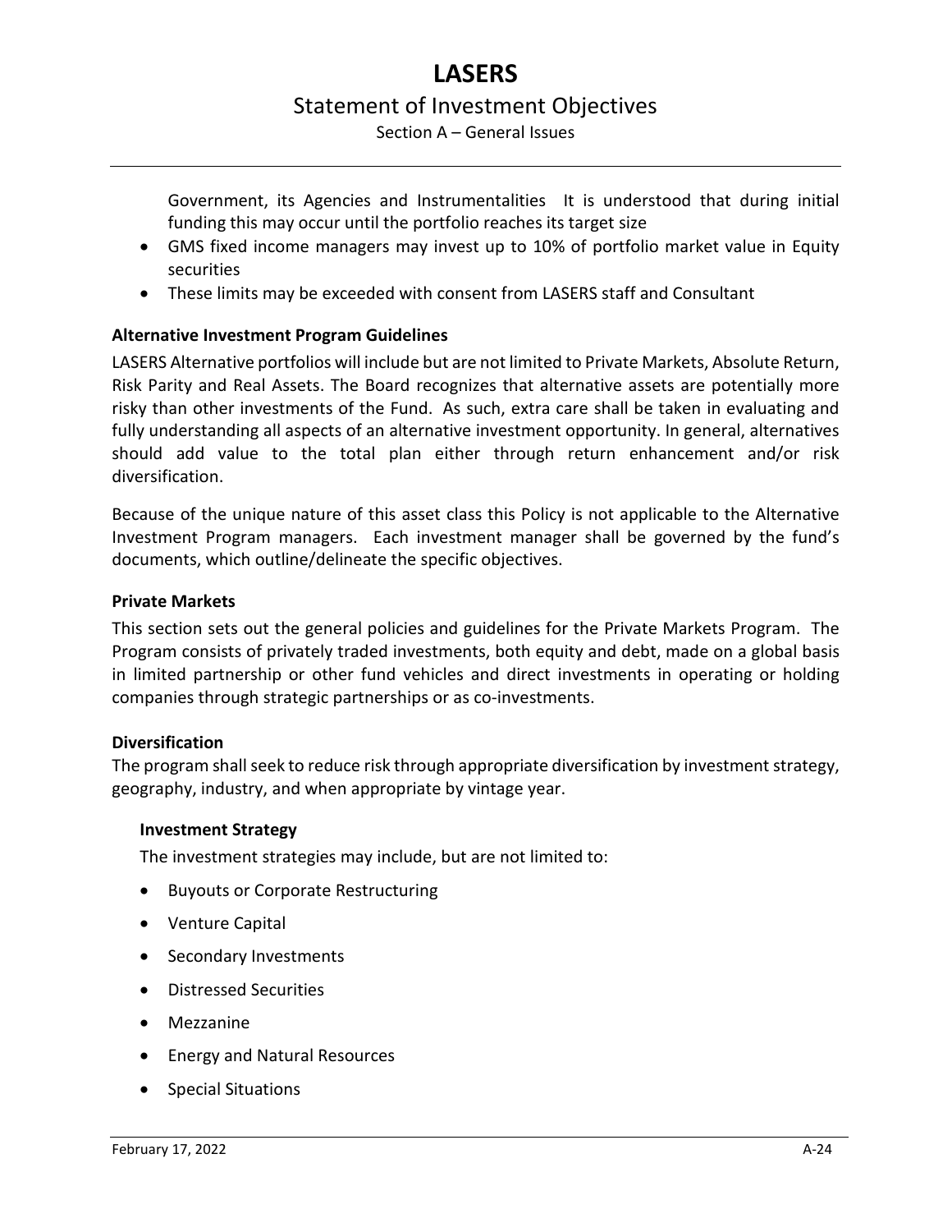Government, its Agencies and Instrumentalities  It is understood that during initial funding this may occur until the portfolio reaches its target size
- GMS fixed income managers may invest up to 10% of portfolio market value in Equity securities
- These limits may be exceeded with consent from LASERS staff and Consultant

**Alternative Investment Program Guidelines**

LASERS Alternative portfolios will include but are not limited to Private Markets, Absolute Return, Risk Parity and Real Assets. The Board recognizes that alternative assets are potentially more risky than other investments of the Fund. As such, extra care shall be taken in evaluating and fully understanding all aspects of an alternative investment opportunity. In general, alternatives should add value to the total plan either through return enhancement and/or risk diversification.

Because of the unique nature of this asset class this Policy is not applicable to the Alternative Investment Program managers. Each investment manager shall be governed by the fund's documents, which outline/delineate the specific objectives.

**Private Markets**

This section sets out the general policies and guidelines for the Private Markets Program. The Program consists of privately traded investments, both equity and debt, made on a global basis in limited partnership or other fund vehicles and direct investments in operating or holding companies through strategic partnerships or as co-investments.

**Diversification**

The program shall seek to reduce risk through appropriate diversification by investment strategy, geography, industry, and when appropriate by vintage year.

**Investment Strategy**

The investment strategies may include, but are not limited to:

- Buyouts or Corporate Restructuring
- Venture Capital
- Secondary Investments
- Distressed Securities
- Mezzanine
- Energy and Natural Resources
- Special Situations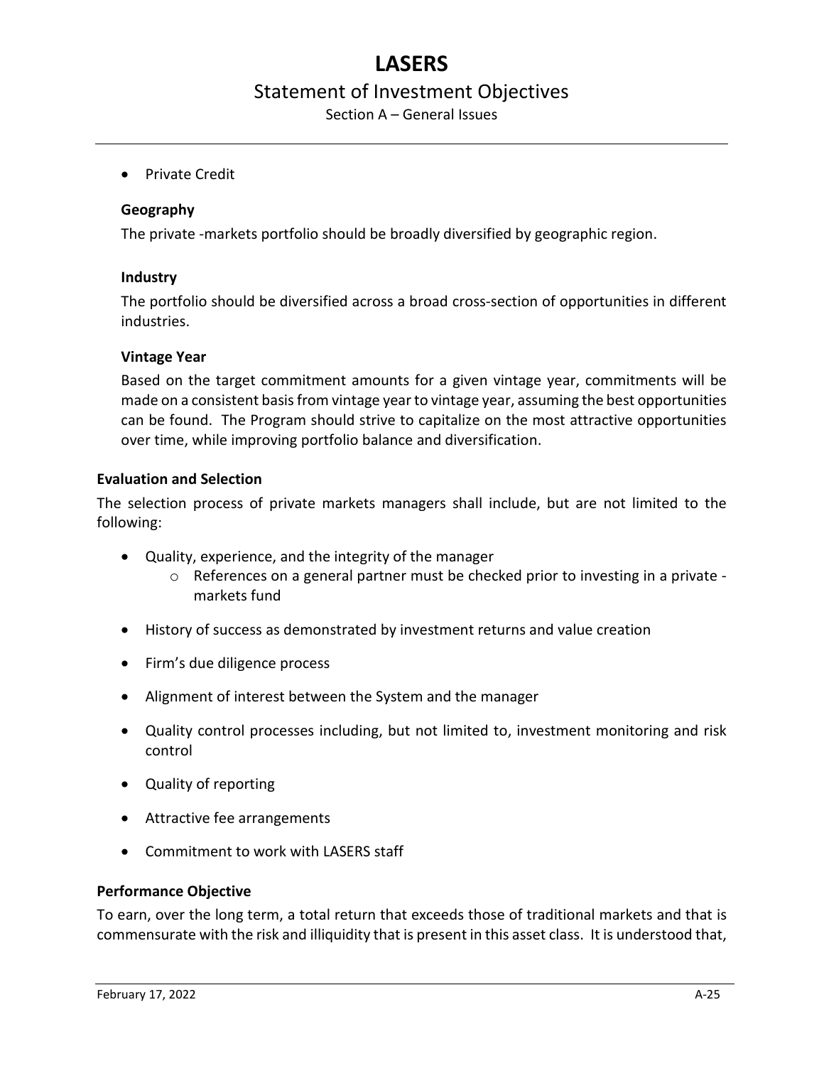- Private Credit

### Geography

The private -markets portfolio should be broadly diversified by geographic region.

### Industry

The portfolio should be diversified across a broad cross-section of opportunities in different industries.

### Vintage Year

Based on the target commitment amounts for a given vintage year, commitments will be made on a consistent basis from vintage year to vintage year, assuming the best opportunities can be found. The Program should strive to capitalize on the most attractive opportunities over time, while improving portfolio balance and diversification.

## Evaluation and Selection

The selection process of private markets managers shall include, but are not limited to the following:

- Quality, experience, and the integrity of the manager
  - References on a general partner must be checked prior to investing in a private -markets fund
- History of success as demonstrated by investment returns and value creation
- Firm's due diligence process
- Alignment of interest between the System and the manager
- Quality control processes including, but not limited to, investment monitoring and risk control
- Quality of reporting
- Attractive fee arrangements
- Commitment to work with LASERS staff

## Performance Objective

To earn, over the long term, a total return that exceeds those of traditional markets and that is commensurate with the risk and illiquidity that is present in this asset class. It is understood that,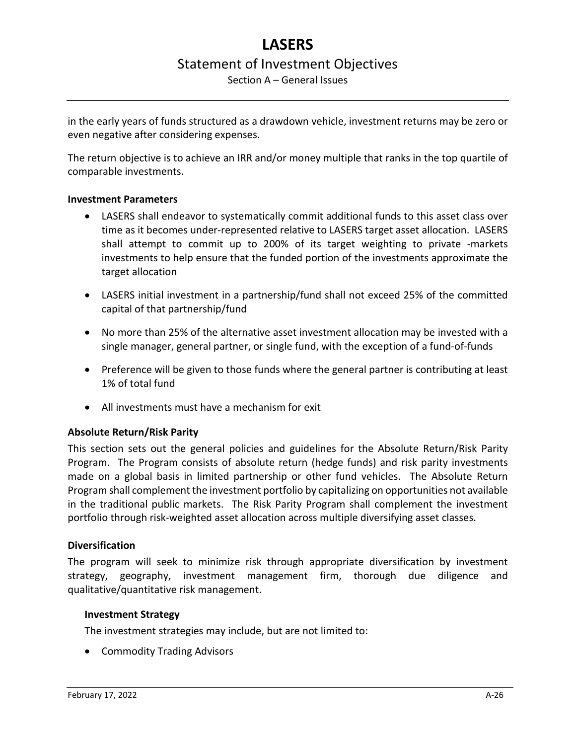in the early years of funds structured as a drawdown vehicle, investment returns may be zero or even negative after considering expenses.

The return objective is to achieve an IRR and/or money multiple that ranks in the top quartile of comparable investments.

**Investment Parameters**

- LASERS shall endeavor to systematically commit additional funds to this asset class over time as it becomes under-represented relative to LASERS target asset allocation. LASERS shall attempt to commit up to 200% of its target weighting to private -markets investments to help ensure that the funded portion of the investments approximate the target allocation
- LASERS initial investment in a partnership/fund shall not exceed 25% of the committed capital of that partnership/fund
- No more than 25% of the alternative asset investment allocation may be invested with a single manager, general partner, or single fund, with the exception of a fund-of-funds
- Preference will be given to those funds where the general partner is contributing at least 1% of total fund
- All investments must have a mechanism for exit

**Absolute Return/Risk Parity**

This section sets out the general policies and guidelines for the Absolute Return/Risk Parity Program. The Program consists of absolute return (hedge funds) and risk parity investments made on a global basis in limited partnership or other fund vehicles. The Absolute Return Program shall complement the investment portfolio by capitalizing on opportunities not available in the traditional public markets. The Risk Parity Program shall complement the investment portfolio through risk-weighted asset allocation across multiple diversifying asset classes.

**Diversification**

The program will seek to minimize risk through appropriate diversification by investment strategy, geography, investment management firm, thorough due diligence and qualitative/quantitative risk management.

**Investment Strategy**

The investment strategies may include, but are not limited to:

- Commodity Trading Advisors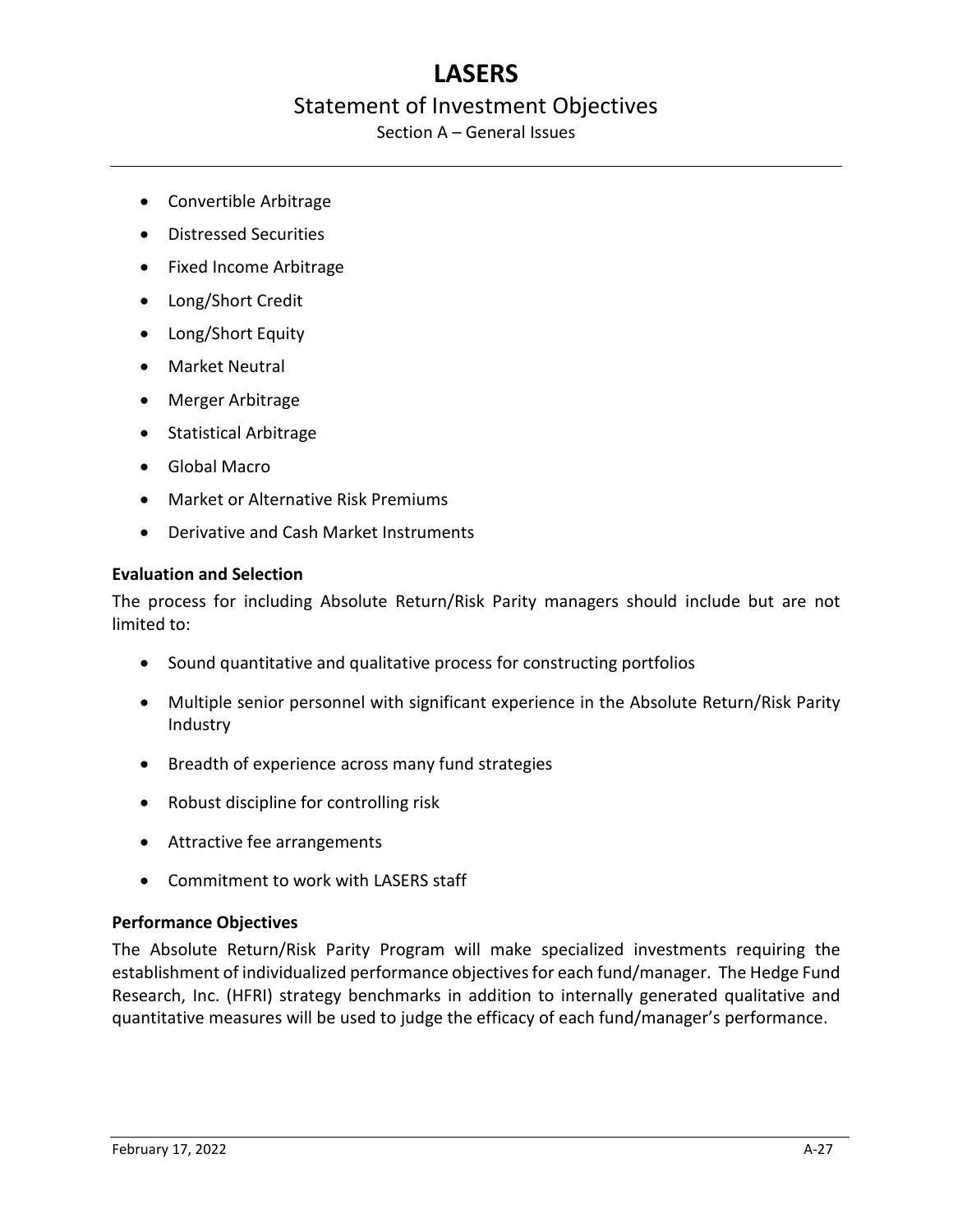- Convertible Arbitrage
- Distressed Securities
- Fixed Income Arbitrage
- Long/Short Credit
- Long/Short Equity
- Market Neutral
- Merger Arbitrage
- Statistical Arbitrage
- Global Macro
- Market or Alternative Risk Premiums
- Derivative and Cash Market Instruments

**Evaluation and Selection**

The process for including Absolute Return/Risk Parity managers should include but are not limited to:

- Sound quantitative and qualitative process for constructing portfolios
- Multiple senior personnel with significant experience in the Absolute Return/Risk Parity Industry
- Breadth of experience across many fund strategies
- Robust discipline for controlling risk
- Attractive fee arrangements
- Commitment to work with LASERS staff

**Performance Objectives**

The Absolute Return/Risk Parity Program will make specialized investments requiring the establishment of individualized performance objectives for each fund/manager. The Hedge Fund Research, Inc. (HFRI) strategy benchmarks in addition to internally generated qualitative and quantitative measures will be used to judge the efficacy of each fund/manager's performance.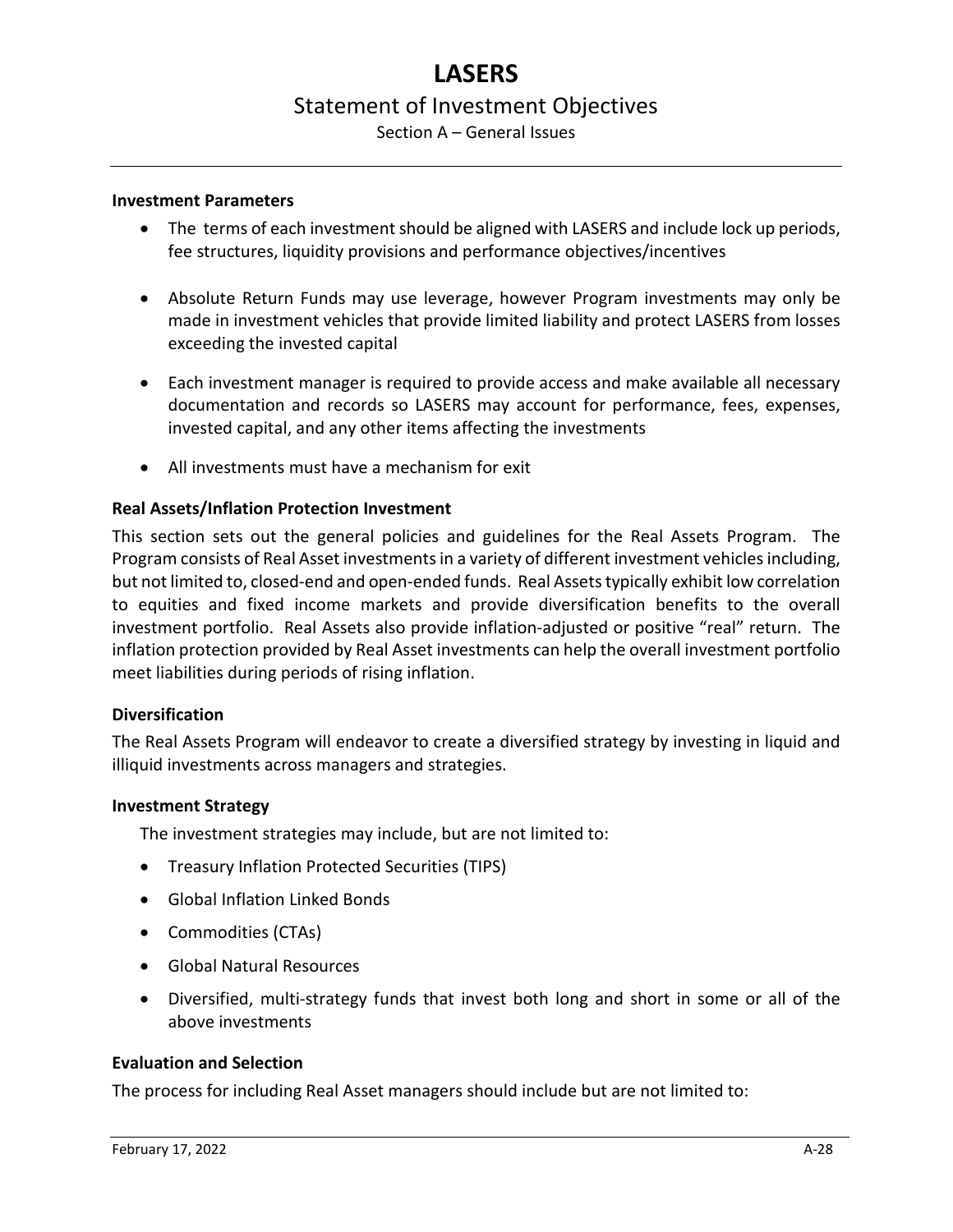**Investment Parameters**

- The terms of each investment should be aligned with LASERS and include lock up periods, fee structures, liquidity provisions and performance objectives/incentives
- Absolute Return Funds may use leverage, however Program investments may only be made in investment vehicles that provide limited liability and protect LASERS from losses exceeding the invested capital
- Each investment manager is required to provide access and make available all necessary documentation and records so LASERS may account for performance, fees, expenses, invested capital, and any other items affecting the investments
- All investments must have a mechanism for exit

**Real Assets/Inflation Protection Investment**

This section sets out the general policies and guidelines for the Real Assets Program. The Program consists of Real Asset investments in a variety of different investment vehicles including, but not limited to, closed-end and open-ended funds. Real Assets typically exhibit low correlation to equities and fixed income markets and provide diversification benefits to the overall investment portfolio. Real Assets also provide inflation-adjusted or positive "real" return. The inflation protection provided by Real Asset investments can help the overall investment portfolio meet liabilities during periods of rising inflation.

**Diversification**

The Real Assets Program will endeavor to create a diversified strategy by investing in liquid and illiquid investments across managers and strategies.

**Investment Strategy**

The investment strategies may include, but are not limited to:

- Treasury Inflation Protected Securities (TIPS)
- Global Inflation Linked Bonds
- Commodities (CTAs)
- Global Natural Resources
- Diversified, multi-strategy funds that invest both long and short in some or all of the above investments

**Evaluation and Selection**

The process for including Real Asset managers should include but are not limited to: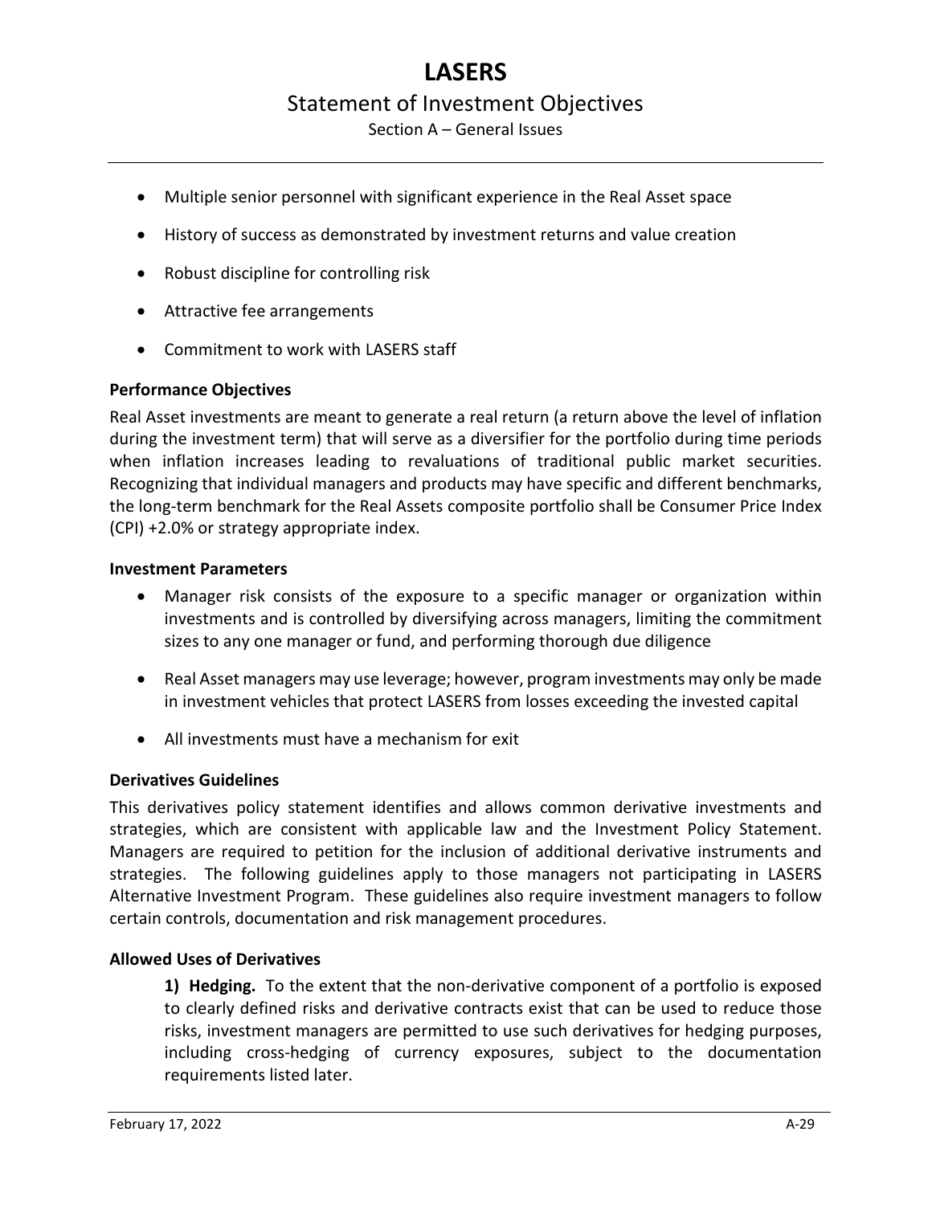- Multiple senior personnel with significant experience in the Real Asset space
- History of success as demonstrated by investment returns and value creation
- Robust discipline for controlling risk
- Attractive fee arrangements
- Commitment to work with LASERS staff

**Performance Objectives**

Real Asset investments are meant to generate a real return (a return above the level of inflation during the investment term) that will serve as a diversifier for the portfolio during time periods when inflation increases leading to revaluations of traditional public market securities. Recognizing that individual managers and products may have specific and different benchmarks, the long-term benchmark for the Real Assets composite portfolio shall be Consumer Price Index (CPI) +2.0% or strategy appropriate index.

**Investment Parameters**

- Manager risk consists of the exposure to a specific manager or organization within investments and is controlled by diversifying across managers, limiting the commitment sizes to any one manager or fund, and performing thorough due diligence
- Real Asset managers may use leverage; however, program investments may only be made in investment vehicles that protect LASERS from losses exceeding the invested capital
- All investments must have a mechanism for exit

**Derivatives Guidelines**

This derivatives policy statement identifies and allows common derivative investments and strategies, which are consistent with applicable law and the Investment Policy Statement. Managers are required to petition for the inclusion of additional derivative instruments and strategies. The following guidelines apply to those managers not participating in LASERS Alternative Investment Program. These guidelines also require investment managers to follow certain controls, documentation and risk management procedures.

**Allowed Uses of Derivatives**

**1) Hedging.** To the extent that the non-derivative component of a portfolio is exposed to clearly defined risks and derivative contracts exist that can be used to reduce those risks, investment managers are permitted to use such derivatives for hedging purposes, including cross-hedging of currency exposures, subject to the documentation requirements listed later.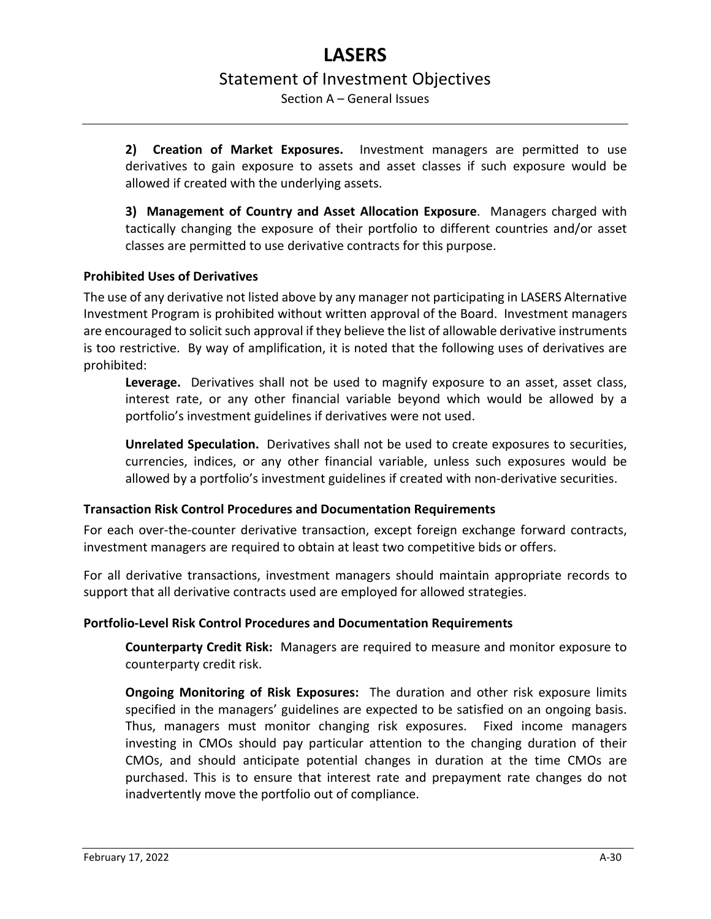**2) Creation of Market Exposures.** Investment managers are permitted to use derivatives to gain exposure to assets and asset classes if such exposure would be allowed if created with the underlying assets.

**3) Management of Country and Asset Allocation Exposure**. Managers charged with tactically changing the exposure of their portfolio to different countries and/or asset classes are permitted to use derivative contracts for this purpose.

**Prohibited Uses of Derivatives**

The use of any derivative not listed above by any manager not participating in LASERS Alternative Investment Program is prohibited without written approval of the Board. Investment managers are encouraged to solicit such approval if they believe the list of allowable derivative instruments is too restrictive. By way of amplification, it is noted that the following uses of derivatives are prohibited:

**Leverage.** Derivatives shall not be used to magnify exposure to an asset, asset class, interest rate, or any other financial variable beyond which would be allowed by a portfolio's investment guidelines if derivatives were not used.

**Unrelated Speculation.** Derivatives shall not be used to create exposures to securities, currencies, indices, or any other financial variable, unless such exposures would be allowed by a portfolio's investment guidelines if created with non-derivative securities.

**Transaction Risk Control Procedures and Documentation Requirements**

For each over-the-counter derivative transaction, except foreign exchange forward contracts, investment managers are required to obtain at least two competitive bids or offers.

For all derivative transactions, investment managers should maintain appropriate records to support that all derivative contracts used are employed for allowed strategies.

**Portfolio-Level Risk Control Procedures and Documentation Requirements**

**Counterparty Credit Risk:** Managers are required to measure and monitor exposure to counterparty credit risk.

**Ongoing Monitoring of Risk Exposures:** The duration and other risk exposure limits specified in the managers' guidelines are expected to be satisfied on an ongoing basis. Thus, managers must monitor changing risk exposures. Fixed income managers investing in CMOs should pay particular attention to the changing duration of their CMOs, and should anticipate potential changes in duration at the time CMOs are purchased. This is to ensure that interest rate and prepayment rate changes do not inadvertently move the portfolio out of compliance.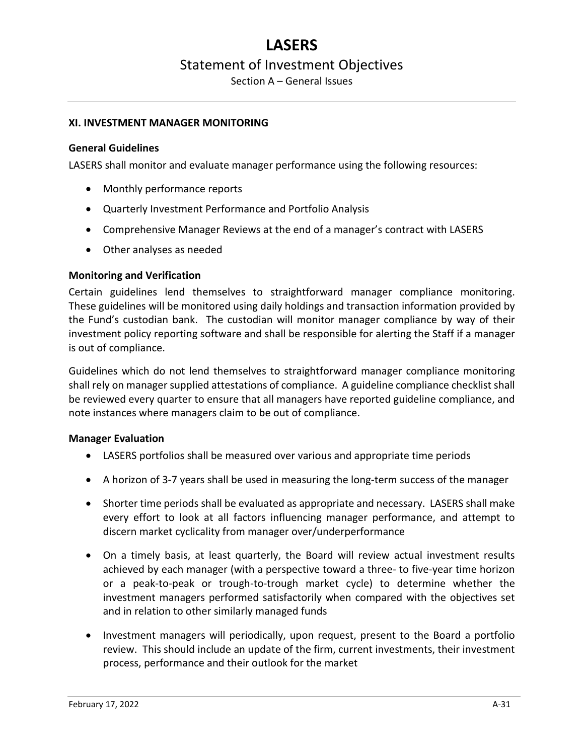### XI. INVESTMENT MANAGER MONITORING

**General Guidelines**

LASERS shall monitor and evaluate manager performance using the following resources:

- Monthly performance reports
- Quarterly Investment Performance and Portfolio Analysis
- Comprehensive Manager Reviews at the end of a manager's contract with LASERS
- Other analyses as needed

**Monitoring and Verification**

Certain guidelines lend themselves to straightforward manager compliance monitoring. These guidelines will be monitored using daily holdings and transaction information provided by the Fund's custodian bank. The custodian will monitor manager compliance by way of their investment policy reporting software and shall be responsible for alerting the Staff if a manager is out of compliance.

Guidelines which do not lend themselves to straightforward manager compliance monitoring shall rely on manager supplied attestations of compliance. A guideline compliance checklist shall be reviewed every quarter to ensure that all managers have reported guideline compliance, and note instances where managers claim to be out of compliance.

**Manager Evaluation**

- LASERS portfolios shall be measured over various and appropriate time periods
- A horizon of 3-7 years shall be used in measuring the long-term success of the manager
- Shorter time periods shall be evaluated as appropriate and necessary. LASERS shall make every effort to look at all factors influencing manager performance, and attempt to discern market cyclicality from manager over/underperformance
- On a timely basis, at least quarterly, the Board will review actual investment results achieved by each manager (with a perspective toward a three- to five-year time horizon or a peak-to-peak or trough-to-trough market cycle) to determine whether the investment managers performed satisfactorily when compared with the objectives set and in relation to other similarly managed funds
- Investment managers will periodically, upon request, present to the Board a portfolio review. This should include an update of the firm, current investments, their investment process, performance and their outlook for the market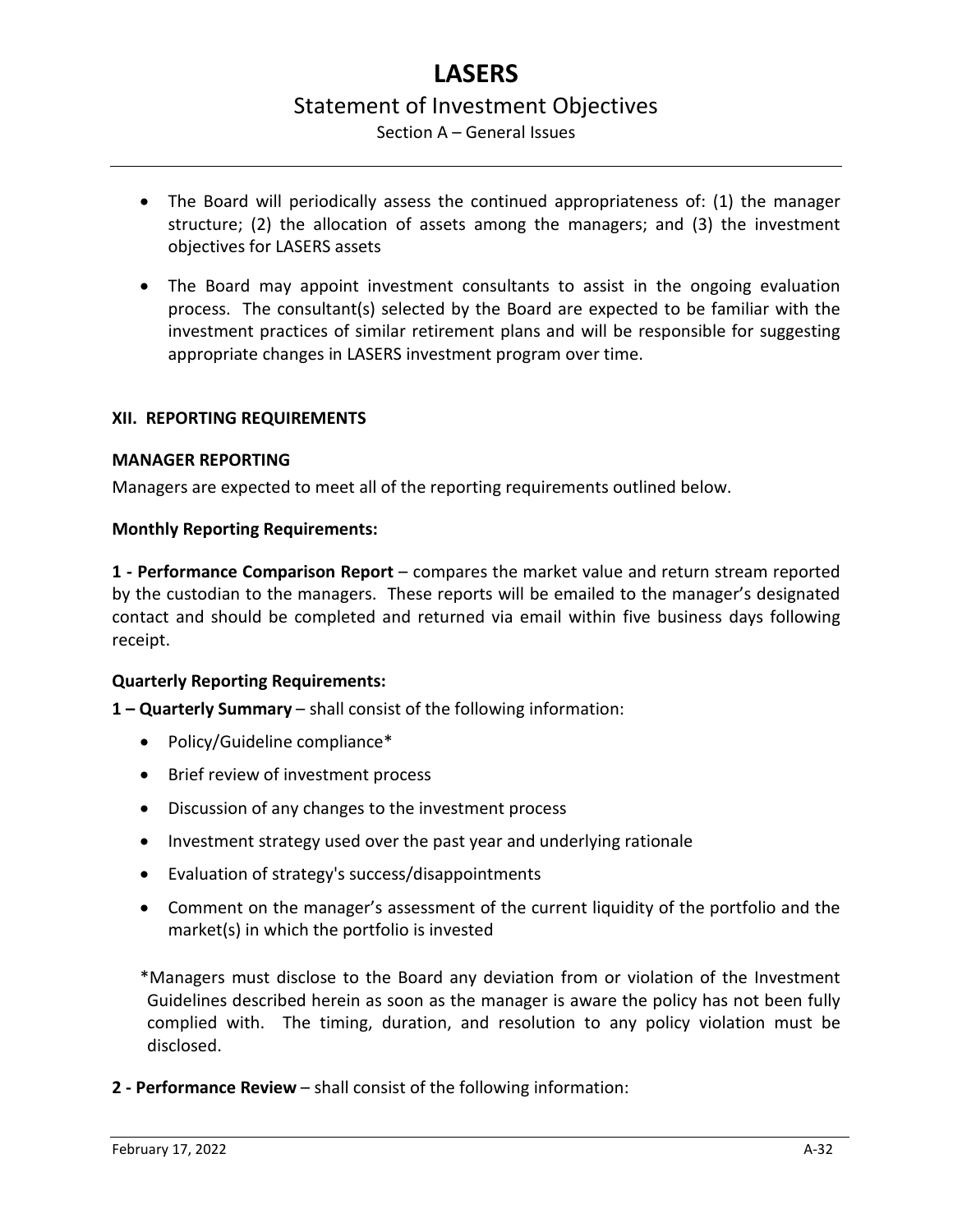- The Board will periodically assess the continued appropriateness of: (1) the manager structure; (2) the allocation of assets among the managers; and (3) the investment objectives for LASERS assets

- The Board may appoint investment consultants to assist in the ongoing evaluation process. The consultant(s) selected by the Board are expected to be familiar with the investment practices of similar retirement plans and will be responsible for suggesting appropriate changes in LASERS investment program over time.

## XII. REPORTING REQUIREMENTS

### MANAGER REPORTING

Managers are expected to meet all of the reporting requirements outlined below.

**Monthly Reporting Requirements:**

**1 - Performance Comparison Report** – compares the market value and return stream reported by the custodian to the managers. These reports will be emailed to the manager's designated contact and should be completed and returned via email within five business days following receipt.

**Quarterly Reporting Requirements:**

**1 – Quarterly Summary** – shall consist of the following information:

- Policy/Guideline compliance*
- Brief review of investment process
- Discussion of any changes to the investment process
- Investment strategy used over the past year and underlying rationale
- Evaluation of strategy's success/disappointments
- Comment on the manager's assessment of the current liquidity of the portfolio and the market(s) in which the portfolio is invested

*Managers must disclose to the Board any deviation from or violation of the Investment Guidelines described herein as soon as the manager is aware the policy has not been fully complied with. The timing, duration, and resolution to any policy violation must be disclosed.

**2 - Performance Review** – shall consist of the following information: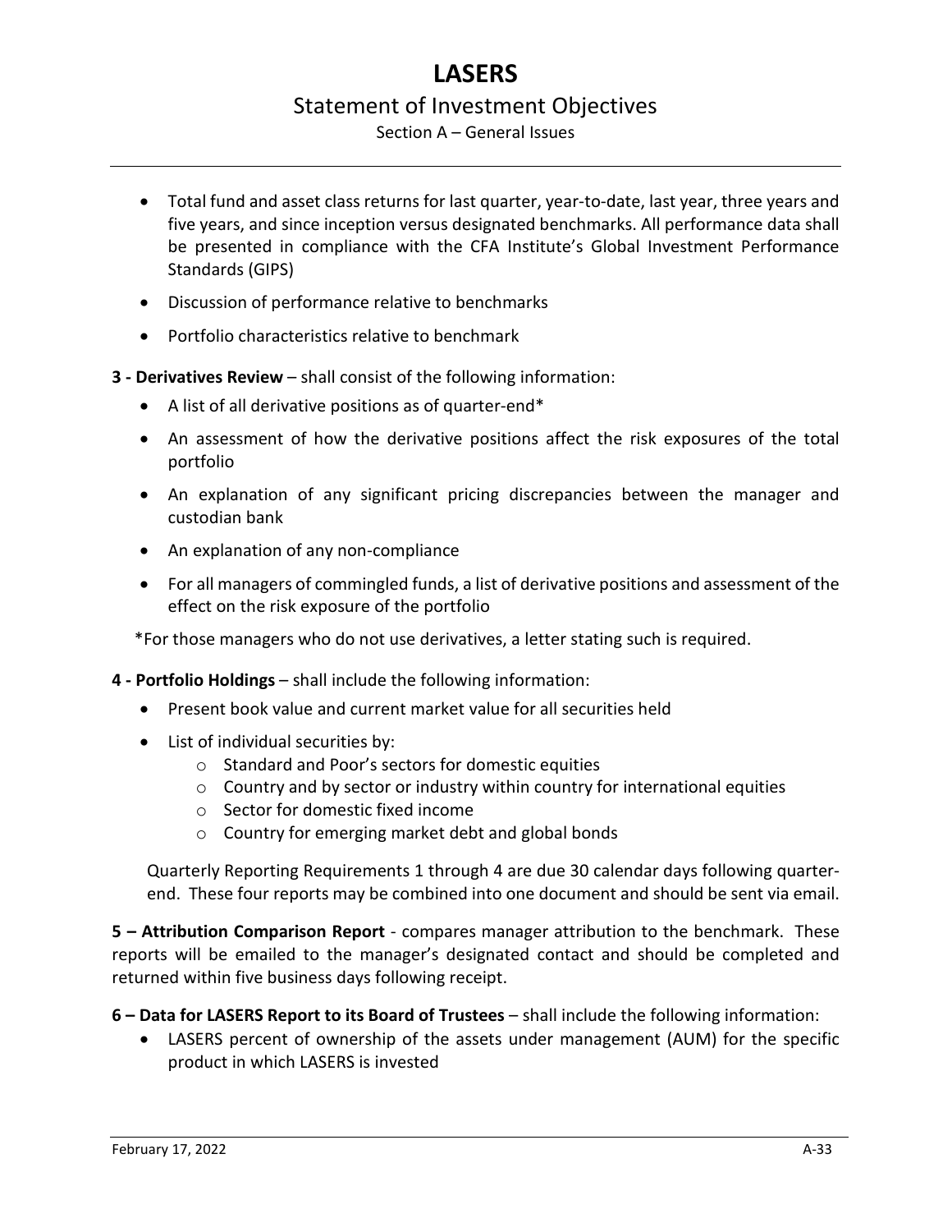- Total fund and asset class returns for last quarter, year-to-date, last year, three years and five years, and since inception versus designated benchmarks. All performance data shall be presented in compliance with the CFA Institute's Global Investment Performance Standards (GIPS)
- Discussion of performance relative to benchmarks
- Portfolio characteristics relative to benchmark

**3 - Derivatives Review** – shall consist of the following information:

- A list of all derivative positions as of quarter-end*
- An assessment of how the derivative positions affect the risk exposures of the total portfolio
- An explanation of any significant pricing discrepancies between the manager and custodian bank
- An explanation of any non-compliance
- For all managers of commingled funds, a list of derivative positions and assessment of the effect on the risk exposure of the portfolio

*For those managers who do not use derivatives, a letter stating such is required.

**4 - Portfolio Holdings** – shall include the following information:

- Present book value and current market value for all securities held
- List of individual securities by:
  - Standard and Poor's sectors for domestic equities
  - Country and by sector or industry within country for international equities
  - Sector for domestic fixed income
  - Country for emerging market debt and global bonds

Quarterly Reporting Requirements 1 through 4 are due 30 calendar days following quarter-end. These four reports may be combined into one document and should be sent via email.

**5 – Attribution Comparison Report** - compares manager attribution to the benchmark. These reports will be emailed to the manager's designated contact and should be completed and returned within five business days following receipt.

**6 – Data for LASERS Report to its Board of Trustees** – shall include the following information:

- LASERS percent of ownership of the assets under management (AUM) for the specific product in which LASERS is invested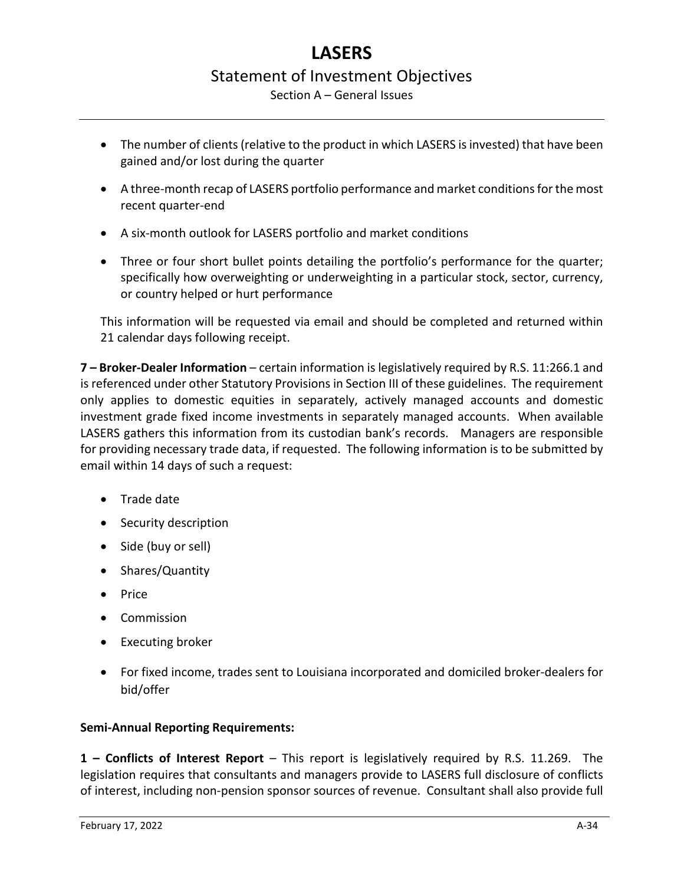- The number of clients (relative to the product in which LASERS is invested) that have been gained and/or lost during the quarter
- A three-month recap of LASERS portfolio performance and market conditions for the most recent quarter-end
- A six-month outlook for LASERS portfolio and market conditions
- Three or four short bullet points detailing the portfolio's performance for the quarter; specifically how overweighting or underweighting in a particular stock, sector, currency, or country helped or hurt performance

This information will be requested via email and should be completed and returned within 21 calendar days following receipt.

**7 – Broker-Dealer Information** – certain information is legislatively required by R.S. 11:266.1 and is referenced under other Statutory Provisions in Section III of these guidelines. The requirement only applies to domestic equities in separately, actively managed accounts and domestic investment grade fixed income investments in separately managed accounts. When available LASERS gathers this information from its custodian bank's records. Managers are responsible for providing necessary trade data, if requested. The following information is to be submitted by email within 14 days of such a request:

- Trade date
- Security description
- Side (buy or sell)
- Shares/Quantity
- Price
- Commission
- Executing broker
- For fixed income, trades sent to Louisiana incorporated and domiciled broker-dealers for bid/offer

**Semi-Annual Reporting Requirements:**

**1 – Conflicts of Interest Report** – This report is legislatively required by R.S. 11.269. The legislation requires that consultants and managers provide to LASERS full disclosure of conflicts of interest, including non-pension sponsor sources of revenue. Consultant shall also provide full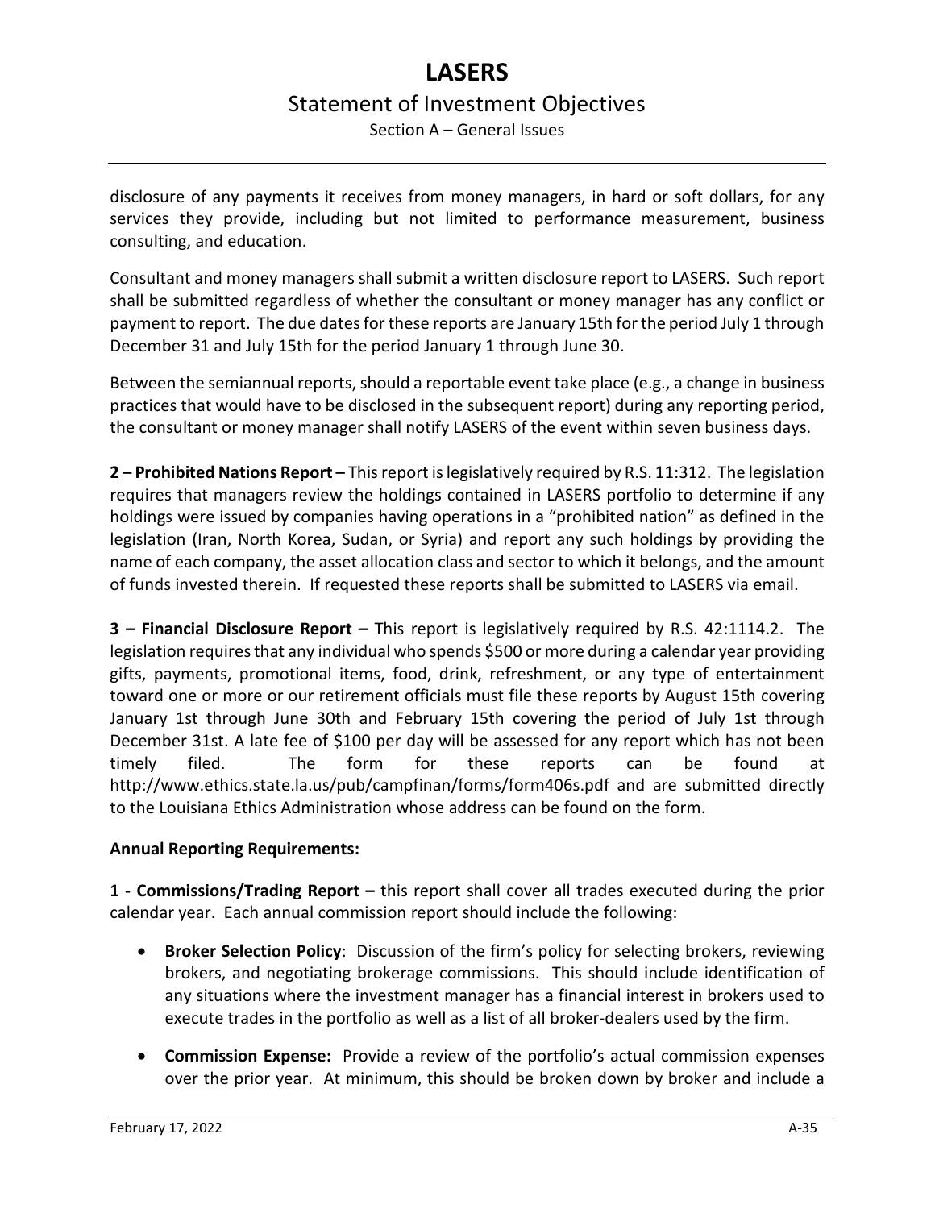disclosure of any payments it receives from money managers, in hard or soft dollars, for any services they provide, including but not limited to performance measurement, business consulting, and education.

Consultant and money managers shall submit a written disclosure report to LASERS. Such report shall be submitted regardless of whether the consultant or money manager has any conflict or payment to report. The due dates for these reports are January 15th for the period July 1 through December 31 and July 15th for the period January 1 through June 30.

Between the semiannual reports, should a reportable event take place (e.g., a change in business practices that would have to be disclosed in the subsequent report) during any reporting period, the consultant or money manager shall notify LASERS of the event within seven business days.

**2 – Prohibited Nations Report –** This report is legislatively required by R.S. 11:312. The legislation requires that managers review the holdings contained in LASERS portfolio to determine if any holdings were issued by companies having operations in a "prohibited nation" as defined in the legislation (Iran, North Korea, Sudan, or Syria) and report any such holdings by providing the name of each company, the asset allocation class and sector to which it belongs, and the amount of funds invested therein. If requested these reports shall be submitted to LASERS via email.

**3 – Financial Disclosure Report –** This report is legislatively required by R.S. 42:1114.2. The legislation requires that any individual who spends $500 or more during a calendar year providing gifts, payments, promotional items, food, drink, refreshment, or any type of entertainment toward one or more or our retirement officials must file these reports by August 15th covering January 1st through June 30th and February 15th covering the period of July 1st through December 31st. A late fee of $100 per day will be assessed for any report which has not been timely filed. The form for these reports can be found at http://www.ethics.state.la.us/pub/campfinan/forms/form406s.pdf and are submitted directly to the Louisiana Ethics Administration whose address can be found on the form.

**Annual Reporting Requirements:**

**1 - Commissions/Trading Report –** this report shall cover all trades executed during the prior calendar year. Each annual commission report should include the following:

- **Broker Selection Policy**: Discussion of the firm's policy for selecting brokers, reviewing brokers, and negotiating brokerage commissions. This should include identification of any situations where the investment manager has a financial interest in brokers used to execute trades in the portfolio as well as a list of all broker-dealers used by the firm.
- **Commission Expense:** Provide a review of the portfolio's actual commission expenses over the prior year. At minimum, this should be broken down by broker and include a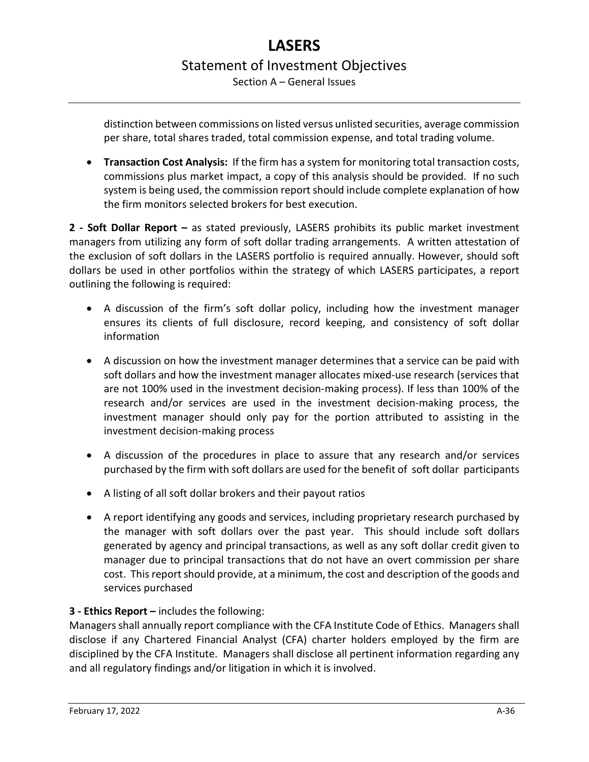distinction between commissions on listed versus unlisted securities, average commission per share, total shares traded, total commission expense, and total trading volume.

- **Transaction Cost Analysis:** If the firm has a system for monitoring total transaction costs, commissions plus market impact, a copy of this analysis should be provided. If no such system is being used, the commission report should include complete explanation of how the firm monitors selected brokers for best execution.

**2 - Soft Dollar Report –** as stated previously, LASERS prohibits its public market investment managers from utilizing any form of soft dollar trading arrangements. A written attestation of the exclusion of soft dollars in the LASERS portfolio is required annually. However, should soft dollars be used in other portfolios within the strategy of which LASERS participates, a report outlining the following is required:

- A discussion of the firm's soft dollar policy, including how the investment manager ensures its clients of full disclosure, record keeping, and consistency of soft dollar information
- A discussion on how the investment manager determines that a service can be paid with soft dollars and how the investment manager allocates mixed-use research (services that are not 100% used in the investment decision-making process). If less than 100% of the research and/or services are used in the investment decision-making process, the investment manager should only pay for the portion attributed to assisting in the investment decision-making process
- A discussion of the procedures in place to assure that any research and/or services purchased by the firm with soft dollars are used for the benefit of soft dollar participants
- A listing of all soft dollar brokers and their payout ratios
- A report identifying any goods and services, including proprietary research purchased by the manager with soft dollars over the past year. This should include soft dollars generated by agency and principal transactions, as well as any soft dollar credit given to manager due to principal transactions that do not have an overt commission per share cost. This report should provide, at a minimum, the cost and description of the goods and services purchased

**3 - Ethics Report –** includes the following:
Managers shall annually report compliance with the CFA Institute Code of Ethics. Managers shall disclose if any Chartered Financial Analyst (CFA) charter holders employed by the firm are disciplined by the CFA Institute. Managers shall disclose all pertinent information regarding any and all regulatory findings and/or litigation in which it is involved.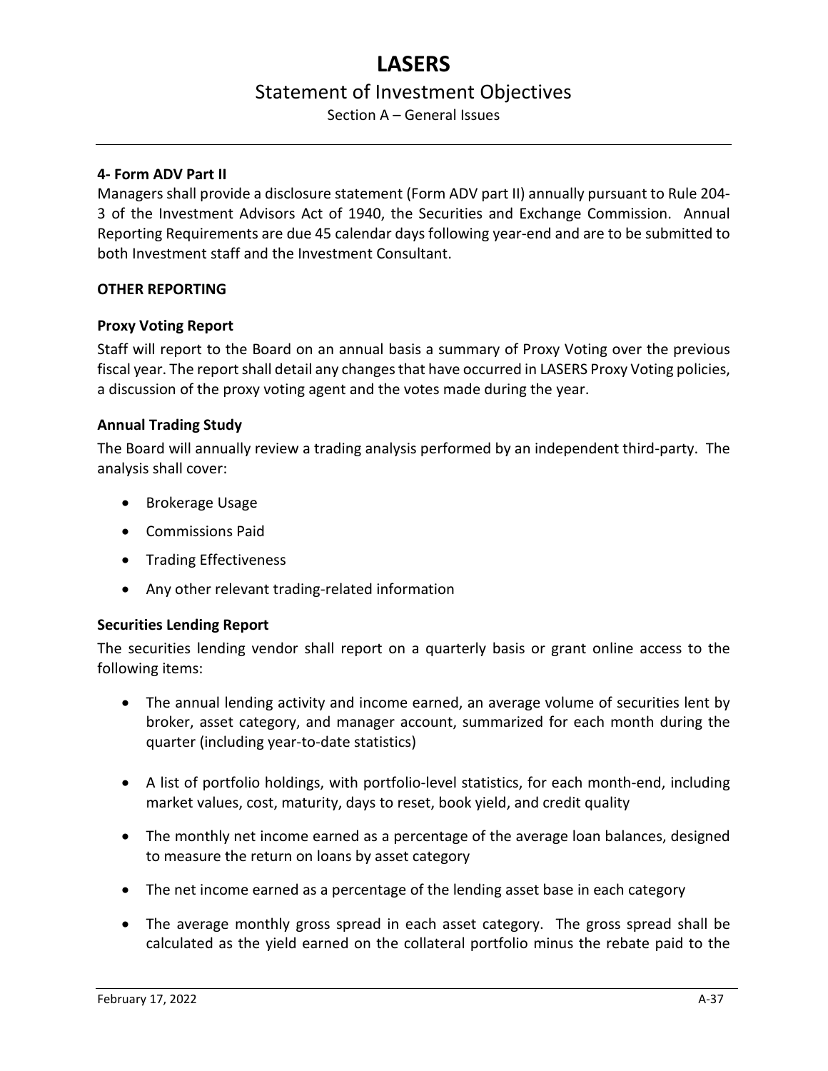#### 4- Form ADV Part II

Managers shall provide a disclosure statement (Form ADV part II) annually pursuant to Rule 204-3 of the Investment Advisors Act of 1940, the Securities and Exchange Commission. Annual Reporting Requirements are due 45 calendar days following year-end and are to be submitted to both Investment staff and the Investment Consultant.

#### OTHER REPORTING

#### Proxy Voting Report

Staff will report to the Board on an annual basis a summary of Proxy Voting over the previous fiscal year. The report shall detail any changes that have occurred in LASERS Proxy Voting policies, a discussion of the proxy voting agent and the votes made during the year.

#### Annual Trading Study

The Board will annually review a trading analysis performed by an independent third-party. The analysis shall cover:

- Brokerage Usage
- Commissions Paid
- Trading Effectiveness
- Any other relevant trading-related information

#### Securities Lending Report

The securities lending vendor shall report on a quarterly basis or grant online access to the following items:

- The annual lending activity and income earned, an average volume of securities lent by broker, asset category, and manager account, summarized for each month during the quarter (including year-to-date statistics)
- A list of portfolio holdings, with portfolio-level statistics, for each month-end, including market values, cost, maturity, days to reset, book yield, and credit quality
- The monthly net income earned as a percentage of the average loan balances, designed to measure the return on loans by asset category
- The net income earned as a percentage of the lending asset base in each category
- The average monthly gross spread in each asset category. The gross spread shall be calculated as the yield earned on the collateral portfolio minus the rebate paid to the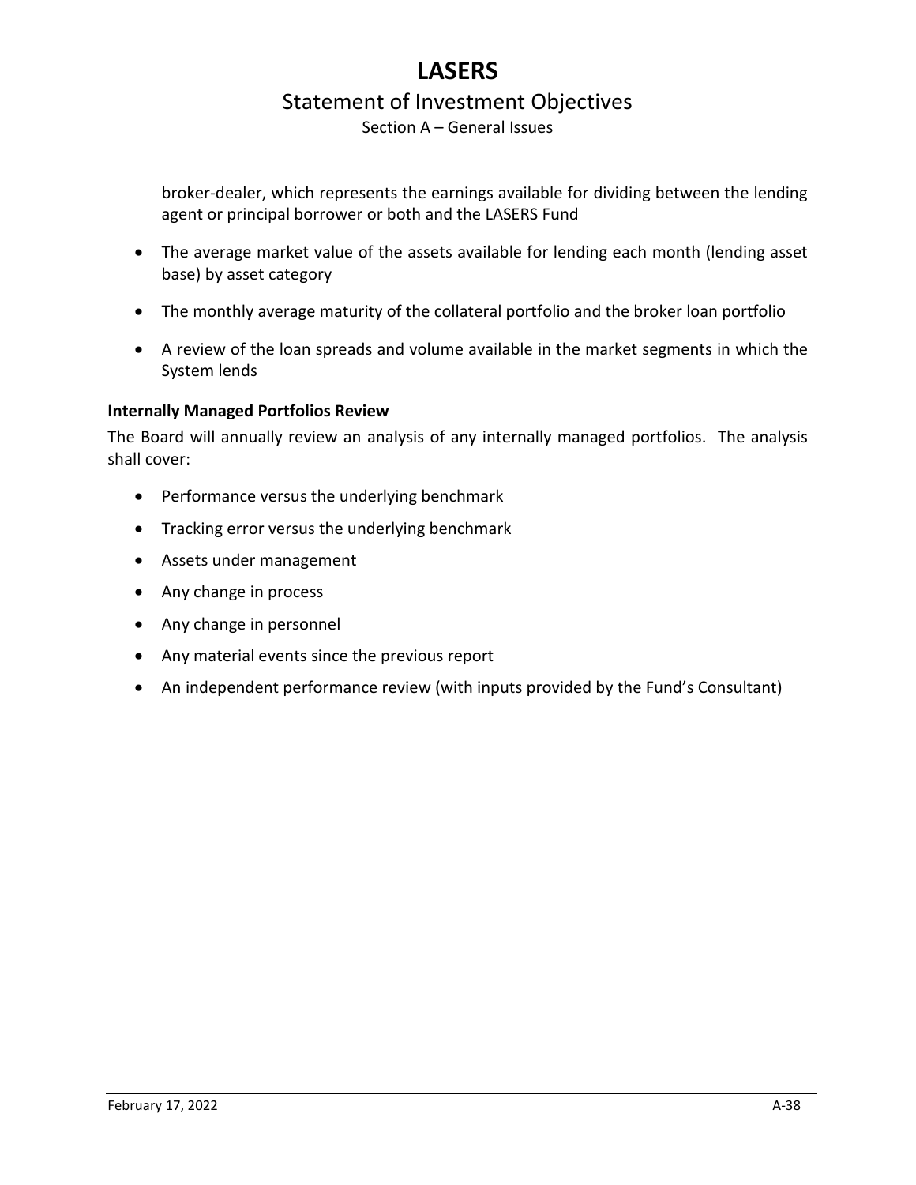broker-dealer, which represents the earnings available for dividing between the lending agent or principal borrower or both and the LASERS Fund

- The average market value of the assets available for lending each month (lending asset base) by asset category
- The monthly average maturity of the collateral portfolio and the broker loan portfolio
- A review of the loan spreads and volume available in the market segments in which the System lends

**Internally Managed Portfolios Review**

The Board will annually review an analysis of any internally managed portfolios. The analysis shall cover:

- Performance versus the underlying benchmark
- Tracking error versus the underlying benchmark
- Assets under management
- Any change in process
- Any change in personnel
- Any material events since the previous report
- An independent performance review (with inputs provided by the Fund's Consultant)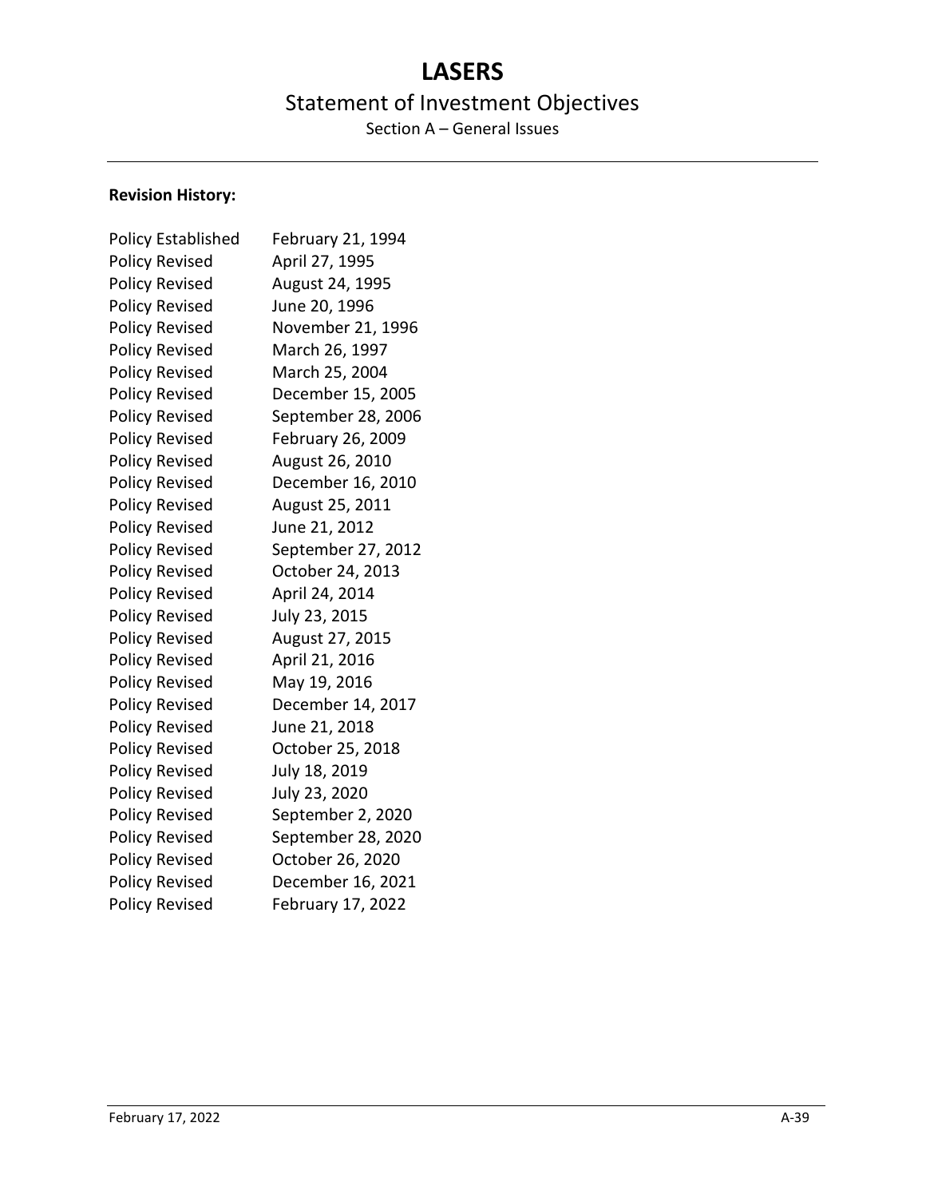# LASERS

## Statement of Investment Objectives

### Section A – General Issues

**Revision History:**

| | |
|---|---|
| Policy Established | February 21, 1994 |
| Policy Revised | April 27, 1995 |
| Policy Revised | August 24, 1995 |
| Policy Revised | June 20, 1996 |
| Policy Revised | November 21, 1996 |
| Policy Revised | March 26, 1997 |
| Policy Revised | March 25, 2004 |
| Policy Revised | December 15, 2005 |
| Policy Revised | September 28, 2006 |
| Policy Revised | February 26, 2009 |
| Policy Revised | August 26, 2010 |
| Policy Revised | December 16, 2010 |
| Policy Revised | August 25, 2011 |
| Policy Revised | June 21, 2012 |
| Policy Revised | September 27, 2012 |
| Policy Revised | October 24, 2013 |
| Policy Revised | April 24, 2014 |
| Policy Revised | July 23, 2015 |
| Policy Revised | August 27, 2015 |
| Policy Revised | April 21, 2016 |
| Policy Revised | May 19, 2016 |
| Policy Revised | December 14, 2017 |
| Policy Revised | June 21, 2018 |
| Policy Revised | October 25, 2018 |
| Policy Revised | July 18, 2019 |
| Policy Revised | July 23, 2020 |
| Policy Revised | September 2, 2020 |
| Policy Revised | September 28, 2020 |
| Policy Revised | October 26, 2020 |
| Policy Revised | December 16, 2021 |
| Policy Revised | February 17, 2022 |